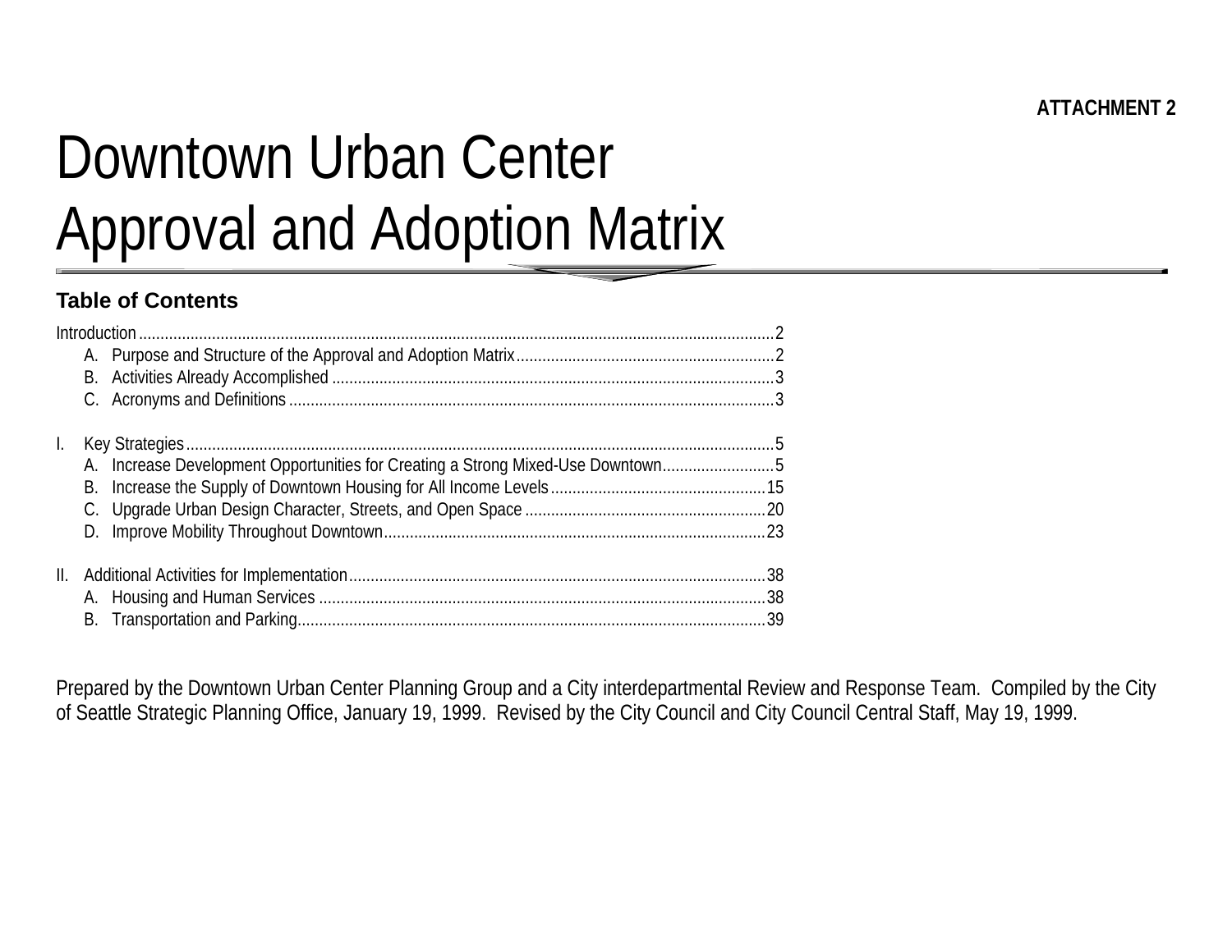**ATTACHMENT 2**

# Downtown Urban Center Approval and Adoption Matrix

## Table of Contents

Introduction ..................................................................................... 2
- A. Purpose and Structure of the Approval and Adoption Matrix ..................... 2
- B. Activities Already Accomplished ..................................................... 3
- C. Acronyms and Definitions ............................................................ 3

I. Key Strategies ................................................................................. 5
- A. Increase Development Opportunities for Creating a Strong Mixed-Use Downtown ........ 5
- B. Increase the Supply of Downtown Housing for All Income Levels ........................ 15
- C. Upgrade Urban Design Character, Streets, and Open Space ............................ 20
- D. Improve Mobility Throughout Downtown ................................................ 23

II. Additional Activities for Implementation ................................................ 38
- A. Housing and Human Services ........................................................... 38
- B. Transportation and Parking ............................................................ 39

Prepared by the Downtown Urban Center Planning Group and a City interdepartmental Review and Response Team. Compiled by the City of Seattle Strategic Planning Office, January 19, 1999. Revised by the City Council and City Council Central Staff, May 19, 1999.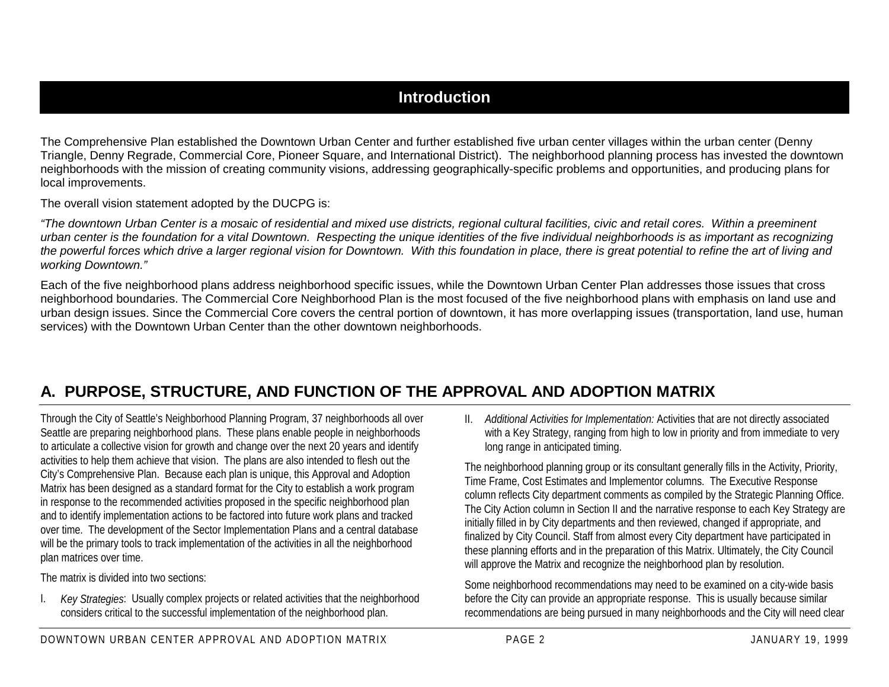# Introduction

The Comprehensive Plan established the Downtown Urban Center and further established five urban center villages within the urban center (Denny Triangle, Denny Regrade, Commercial Core, Pioneer Square, and International District). The neighborhood planning process has invested the downtown neighborhoods with the mission of creating community visions, addressing geographically-specific problems and opportunities, and producing plans for local improvements.

The overall vision statement adopted by the DUCPG is:

*"The downtown Urban Center is a mosaic of residential and mixed use districts, regional cultural facilities, civic and retail cores. Within a preeminent urban center is the foundation for a vital Downtown. Respecting the unique identities of the five individual neighborhoods is as important as recognizing the powerful forces which drive a larger regional vision for Downtown. With this foundation in place, there is great potential to refine the art of living and working Downtown."*

Each of the five neighborhood plans address neighborhood specific issues, while the Downtown Urban Center Plan addresses those issues that cross neighborhood boundaries. The Commercial Core Neighborhood Plan is the most focused of the five neighborhood plans with emphasis on land use and urban design issues. Since the Commercial Core covers the central portion of downtown, it has more overlapping issues (transportation, land use, human services) with the Downtown Urban Center than the other downtown neighborhoods.

## A. PURPOSE, STRUCTURE, AND FUNCTION OF THE APPROVAL AND ADOPTION MATRIX

Through the City of Seattle's Neighborhood Planning Program, 37 neighborhoods all over Seattle are preparing neighborhood plans. These plans enable people in neighborhoods to articulate a collective vision for growth and change over the next 20 years and identify activities to help them achieve that vision. The plans are also intended to flesh out the City's Comprehensive Plan. Because each plan is unique, this Approval and Adoption Matrix has been designed as a standard format for the City to establish a work program in response to the recommended activities proposed in the specific neighborhood plan and to identify implementation actions to be factored into future work plans and tracked over time. The development of the Sector Implementation Plans and a central database will be the primary tools to track implementation of the activities in all the neighborhood plan matrices over time.

The matrix is divided into two sections:

I. *Key Strategies*: Usually complex projects or related activities that the neighborhood considers critical to the successful implementation of the neighborhood plan.

II. *Additional Activities for Implementation:* Activities that are not directly associated with a Key Strategy, ranging from high to low in priority and from immediate to very long range in anticipated timing.

The neighborhood planning group or its consultant generally fills in the Activity, Priority, Time Frame, Cost Estimates and Implementor columns. The Executive Response column reflects City department comments as compiled by the Strategic Planning Office. The City Action column in Section II and the narrative response to each Key Strategy are initially filled in by City departments and then reviewed, changed if appropriate, and finalized by City Council. Staff from almost every City department have participated in these planning efforts and in the preparation of this Matrix. Ultimately, the City Council will approve the Matrix and recognize the neighborhood plan by resolution.

Some neighborhood recommendations may need to be examined on a city-wide basis before the City can provide an appropriate response. This is usually because similar recommendations are being pursued in many neighborhoods and the City will need clear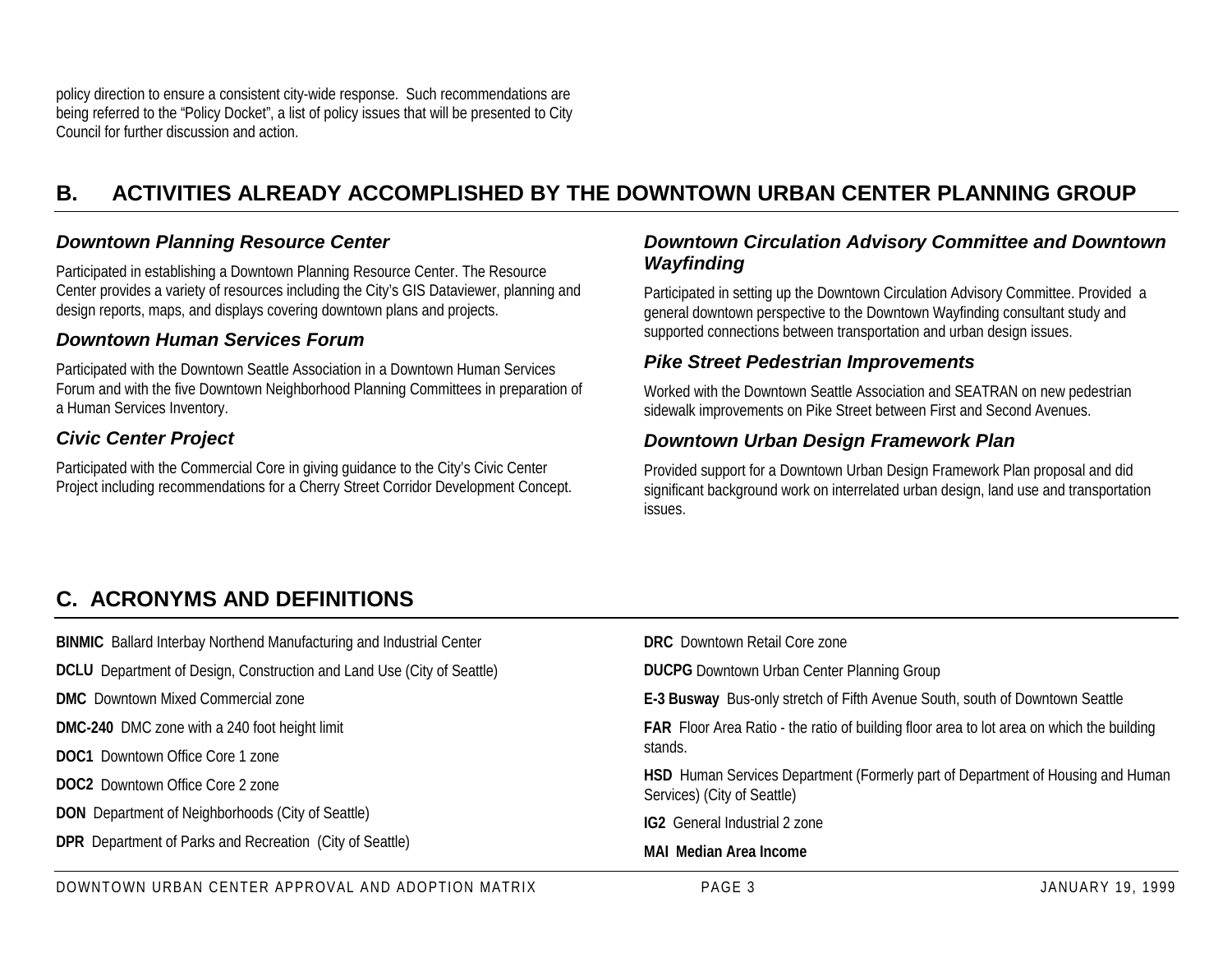policy direction to ensure a consistent city-wide response. Such recommendations are being referred to the "Policy Docket", a list of policy issues that will be presented to City Council for further discussion and action.

## B. ACTIVITIES ALREADY ACCOMPLISHED BY THE DOWNTOWN URBAN CENTER PLANNING GROUP

### *Downtown Planning Resource Center*

Participated in establishing a Downtown Planning Resource Center. The Resource Center provides a variety of resources including the City's GIS Dataviewer, planning and design reports, maps, and displays covering downtown plans and projects.

### *Downtown Human Services Forum*

Participated with the Downtown Seattle Association in a Downtown Human Services Forum and with the five Downtown Neighborhood Planning Committees in preparation of a Human Services Inventory.

### *Civic Center Project*

Participated with the Commercial Core in giving guidance to the City's Civic Center Project including recommendations for a Cherry Street Corridor Development Concept.

### *Downtown Circulation Advisory Committee and Downtown Wayfinding*

Participated in setting up the Downtown Circulation Advisory Committee. Provided a general downtown perspective to the Downtown Wayfinding consultant study and supported connections between transportation and urban design issues.

### *Pike Street Pedestrian Improvements*

Worked with the Downtown Seattle Association and SEATRAN on new pedestrian sidewalk improvements on Pike Street between First and Second Avenues.

### *Downtown Urban Design Framework Plan*

Provided support for a Downtown Urban Design Framework Plan proposal and did significant background work on interrelated urban design, land use and transportation issues.

## C. ACRONYMS AND DEFINITIONS

**BINMIC** Ballard Interbay Northend Manufacturing and Industrial Center

**DCLU** Department of Design, Construction and Land Use (City of Seattle)

**DMC** Downtown Mixed Commercial zone

**DMC-240** DMC zone with a 240 foot height limit

**DOC1** Downtown Office Core 1 zone

**DOC2** Downtown Office Core 2 zone

**DON** Department of Neighborhoods (City of Seattle)

**DPR** Department of Parks and Recreation (City of Seattle)

**DRC** Downtown Retail Core zone

**DUCPG** Downtown Urban Center Planning Group

**E-3 Busway** Bus-only stretch of Fifth Avenue South, south of Downtown Seattle

**FAR** Floor Area Ratio - the ratio of building floor area to lot area on which the building stands.

**HSD** Human Services Department (Formerly part of Department of Housing and Human Services) (City of Seattle)

**IG2** General Industrial 2 zone

**MAI Median Area Income**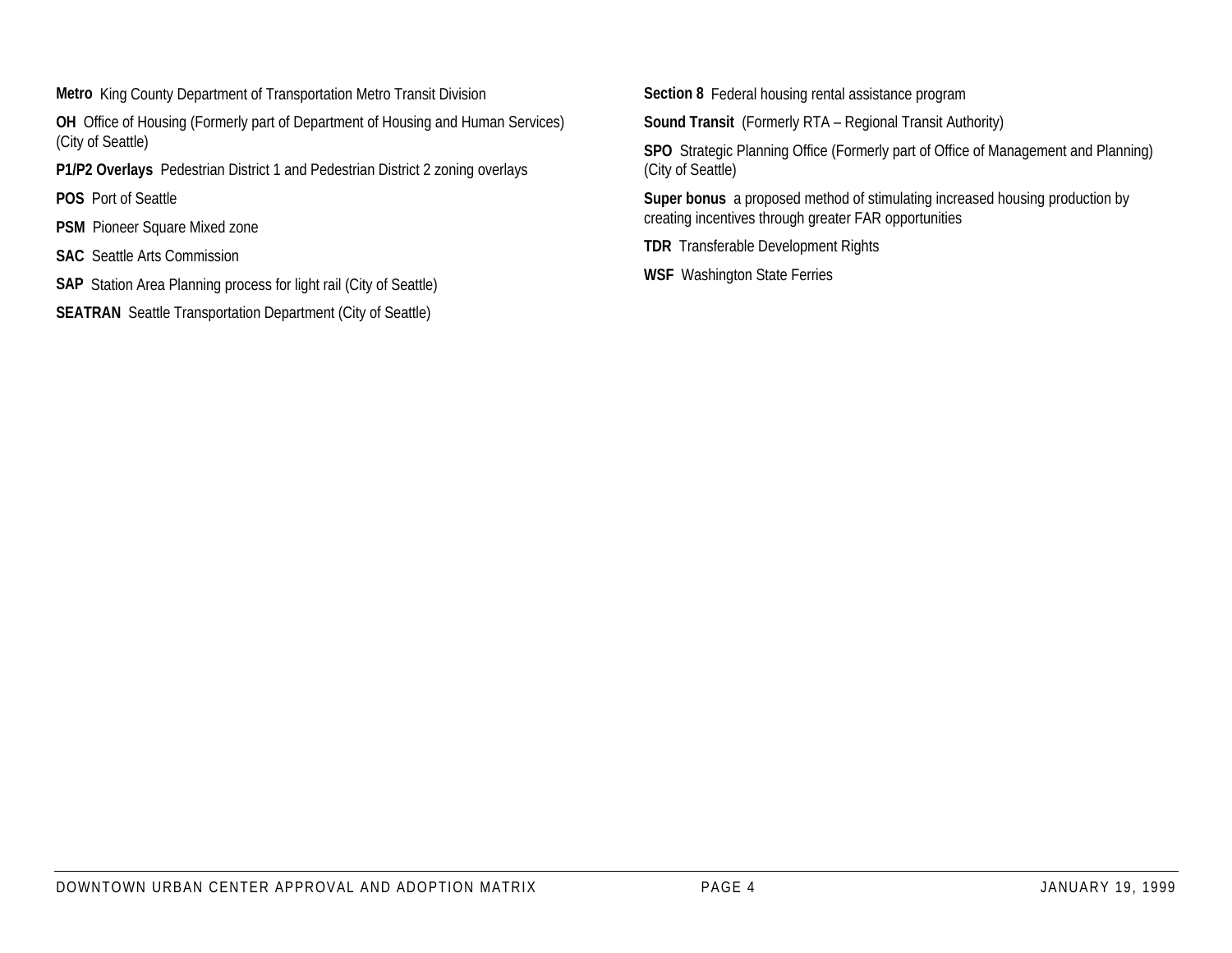**Metro** King County Department of Transportation Metro Transit Division

**OH** Office of Housing (Formerly part of Department of Housing and Human Services) (City of Seattle)

**P1/P2 Overlays** Pedestrian District 1 and Pedestrian District 2 zoning overlays

**POS** Port of Seattle

**PSM** Pioneer Square Mixed zone

**SAC** Seattle Arts Commission

**SAP** Station Area Planning process for light rail (City of Seattle)

**SEATRAN** Seattle Transportation Department (City of Seattle)

**Section 8** Federal housing rental assistance program

**Sound Transit** (Formerly RTA – Regional Transit Authority)

**SPO** Strategic Planning Office (Formerly part of Office of Management and Planning) (City of Seattle)

**Super bonus** a proposed method of stimulating increased housing production by creating incentives through greater FAR opportunities

**TDR** Transferable Development Rights

**WSF** Washington State Ferries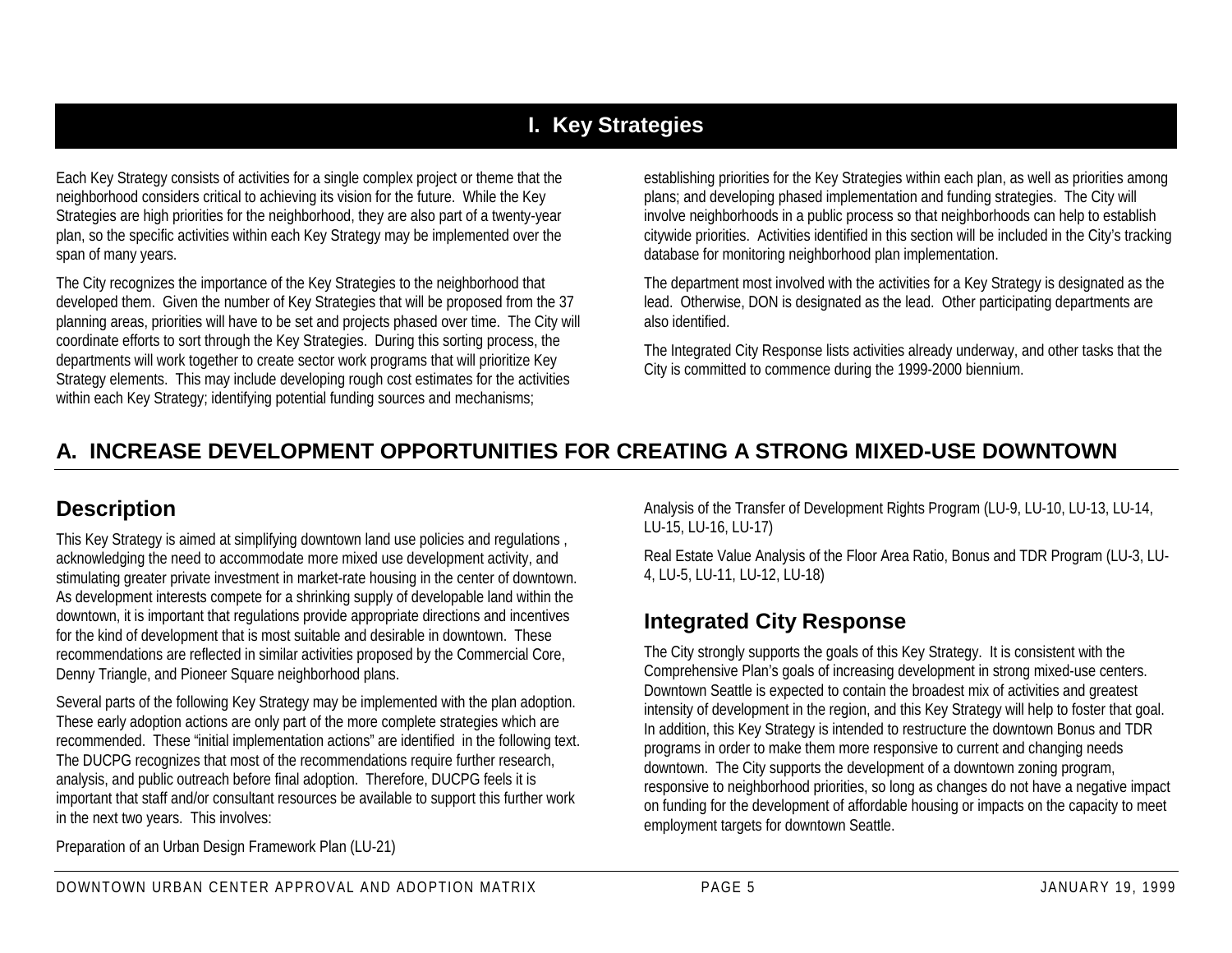# I. Key Strategies

Each Key Strategy consists of activities for a single complex project or theme that the neighborhood considers critical to achieving its vision for the future. While the Key Strategies are high priorities for the neighborhood, they are also part of a twenty-year plan, so the specific activities within each Key Strategy may be implemented over the span of many years.

The City recognizes the importance of the Key Strategies to the neighborhood that developed them. Given the number of Key Strategies that will be proposed from the 37 planning areas, priorities will have to be set and projects phased over time. The City will coordinate efforts to sort through the Key Strategies. During this sorting process, the departments will work together to create sector work programs that will prioritize Key Strategy elements. This may include developing rough cost estimates for the activities within each Key Strategy; identifying potential funding sources and mechanisms; establishing priorities for the Key Strategies within each plan, as well as priorities among plans; and developing phased implementation and funding strategies. The City will involve neighborhoods in a public process so that neighborhoods can help to establish citywide priorities. Activities identified in this section will be included in the City's tracking database for monitoring neighborhood plan implementation.

The department most involved with the activities for a Key Strategy is designated as the lead. Otherwise, DON is designated as the lead. Other participating departments are also identified.

The Integrated City Response lists activities already underway, and other tasks that the City is committed to commence during the 1999-2000 biennium.

## A. INCREASE DEVELOPMENT OPPORTUNITIES FOR CREATING A STRONG MIXED-USE DOWNTOWN

### Description

This Key Strategy is aimed at simplifying downtown land use policies and regulations , acknowledging the need to accommodate more mixed use development activity, and stimulating greater private investment in market-rate housing in the center of downtown. As development interests compete for a shrinking supply of developable land within the downtown, it is important that regulations provide appropriate directions and incentives for the kind of development that is most suitable and desirable in downtown. These recommendations are reflected in similar activities proposed by the Commercial Core, Denny Triangle, and Pioneer Square neighborhood plans.

Several parts of the following Key Strategy may be implemented with the plan adoption. These early adoption actions are only part of the more complete strategies which are recommended. These "initial implementation actions" are identified in the following text. The DUCPG recognizes that most of the recommendations require further research, analysis, and public outreach before final adoption. Therefore, DUCPG feels it is important that staff and/or consultant resources be available to support this further work in the next two years. This involves:

Preparation of an Urban Design Framework Plan (LU-21)

Analysis of the Transfer of Development Rights Program (LU-9, LU-10, LU-13, LU-14, LU-15, LU-16, LU-17)

Real Estate Value Analysis of the Floor Area Ratio, Bonus and TDR Program (LU-3, LU-4, LU-5, LU-11, LU-12, LU-18)

### Integrated City Response

The City strongly supports the goals of this Key Strategy. It is consistent with the Comprehensive Plan's goals of increasing development in strong mixed-use centers. Downtown Seattle is expected to contain the broadest mix of activities and greatest intensity of development in the region, and this Key Strategy will help to foster that goal. In addition, this Key Strategy is intended to restructure the downtown Bonus and TDR programs in order to make them more responsive to current and changing needs downtown. The City supports the development of a downtown zoning program, responsive to neighborhood priorities, so long as changes do not have a negative impact on funding for the development of affordable housing or impacts on the capacity to meet employment targets for downtown Seattle.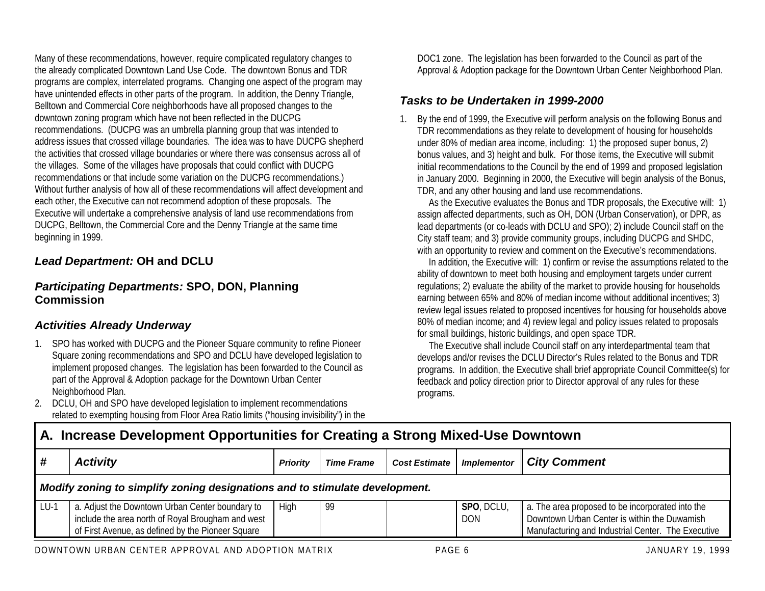Many of these recommendations, however, require complicated regulatory changes to the already complicated Downtown Land Use Code. The downtown Bonus and TDR programs are complex, interrelated programs. Changing one aspect of the program may have unintended effects in other parts of the program. In addition, the Denny Triangle, Belltown and Commercial Core neighborhoods have all proposed changes to the downtown zoning program which have not been reflected in the DUCPG recommendations. (DUCPG was an umbrella planning group that was intended to address issues that crossed village boundaries. The idea was to have DUCPG shepherd the activities that crossed village boundaries or where there was consensus across all of the villages. Some of the villages have proposals that could conflict with DUCPG recommendations or that include some variation on the DUCPG recommendations.) Without further analysis of how all of these recommendations will affect development and each other, the Executive can not recommend adoption of these proposals. The Executive will undertake a comprehensive analysis of land use recommendations from DUCPG, Belltown, the Commercial Core and the Denny Triangle at the same time beginning in 1999.

### *Lead Department:* OH and DCLU

### *Participating Departments:* SPO, DON, Planning Commission

### *Activities Already Underway*

1. SPO has worked with DUCPG and the Pioneer Square community to refine Pioneer Square zoning recommendations and SPO and DCLU have developed legislation to implement proposed changes. The legislation has been forwarded to the Council as part of the Approval & Adoption package for the Downtown Urban Center Neighborhood Plan.
2. DCLU, OH and SPO have developed legislation to implement recommendations related to exempting housing from Floor Area Ratio limits ("housing invisibility") in the DOC1 zone. The legislation has been forwarded to the Council as part of the Approval & Adoption package for the Downtown Urban Center Neighborhood Plan.

### *Tasks to be Undertaken in 1999-2000*

1. By the end of 1999, the Executive will perform analysis on the following Bonus and TDR recommendations as they relate to development of housing for households under 80% of median area income, including: 1) the proposed super bonus, 2) bonus values, and 3) height and bulk. For those items, the Executive will submit initial recommendations to the Council by the end of 1999 and proposed legislation in January 2000. Beginning in 2000, the Executive will begin analysis of the Bonus, TDR, and any other housing and land use recommendations.

   As the Executive evaluates the Bonus and TDR proposals, the Executive will: 1) assign affected departments, such as OH, DON (Urban Conservation), or DPR, as lead departments (or co-leads with DCLU and SPO); 2) include Council staff on the City staff team; and 3) provide community groups, including DUCPG and SHDC, with an opportunity to review and comment on the Executive's recommendations.

   In addition, the Executive will: 1) confirm or revise the assumptions related to the ability of downtown to meet both housing and employment targets under current regulations; 2) evaluate the ability of the market to provide housing for households earning between 65% and 80% of median income without additional incentives; 3) review legal issues related to proposed incentives for housing for households above 80% of median income; and 4) review legal and policy issues related to proposals for small buildings, historic buildings, and open space TDR.

   The Executive shall include Council staff on any interdepartmental team that develops and/or revises the DCLU Director's Rules related to the Bonus and TDR programs. In addition, the Executive shall brief appropriate Council Committee(s) for feedback and policy direction prior to Director approval of any rules for these programs.

## A. Increase Development Opportunities for Creating a Strong Mixed-Use Downtown

| # | Activity | Priority | Time Frame | Cost Estimate | Implementor | City Comment |
|---|---|---|---|---|---|---|
| ***Modify zoning to simplify zoning designations and to stimulate development.*** | | | | | | |
| LU-1 | a. Adjust the Downtown Urban Center boundary to include the area north of Royal Brougham and west of First Avenue, as defined by the Pioneer Square | High | 99 | | **SPO**, DCLU, DON | a. The area proposed to be incorporated into the Downtown Urban Center is within the Duwamish Manufacturing and Industrial Center. The Executive |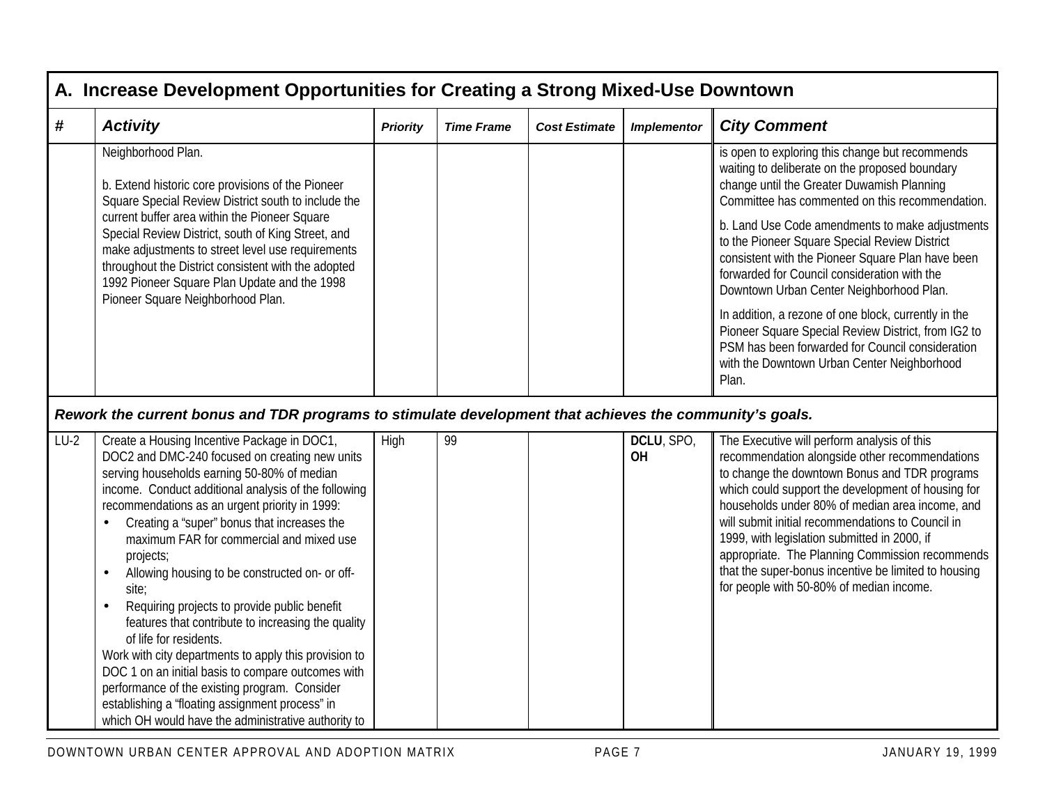## A. Increase Development Opportunities for Creating a Strong Mixed-Use Downtown

| # | *Activity* | *Priority* | *Time Frame* | *Cost Estimate* | *Implementor* | *City Comment* |
|---|---|---|---|---|---|---|
| | Neighborhood Plan.<br><br>b. Extend historic core provisions of the Pioneer Square Special Review District south to include the current buffer area within the Pioneer Square Special Review District, south of King Street, and make adjustments to street level use requirements throughout the District consistent with the adopted 1992 Pioneer Square Plan Update and the 1998 Pioneer Square Neighborhood Plan. | | | | | is open to exploring this change but recommends waiting to deliberate on the proposed boundary change until the Greater Duwamish Planning Committee has commented on this recommendation.<br><br>b. Land Use Code amendments to make adjustments to the Pioneer Square Special Review District consistent with the Pioneer Square Plan have been forwarded for Council consideration with the Downtown Urban Center Neighborhood Plan.<br><br>In addition, a rezone of one block, currently in the Pioneer Square Special Review District, from IG2 to PSM has been forwarded for Council consideration with the Downtown Urban Center Neighborhood Plan. |
| ***Rework the current bonus and TDR programs to stimulate development that achieves the community's goals.*** | | | | | | |
| LU-2 | Create a Housing Incentive Package in DOC1, DOC2 and DMC-240 focused on creating new units serving households earning 50-80% of median income. Conduct additional analysis of the following recommendations as an urgent priority in 1999:<br>• Creating a "super" bonus that increases the maximum FAR for commercial and mixed use projects;<br>• Allowing housing to be constructed on- or off-site;<br>• Requiring projects to provide public benefit features that contribute to increasing the quality of life for residents.<br>Work with city departments to apply this provision to DOC 1 on an initial basis to compare outcomes with performance of the existing program. Consider establishing a "floating assignment process" in which OH would have the administrative authority to | High | 99 | | **DCLU**, SPO, **OH** | The Executive will perform analysis of this recommendation alongside other recommendations to change the downtown Bonus and TDR programs which could support the development of housing for households under 80% of median area income, and will submit initial recommendations to Council in 1999, with legislation submitted in 2000, if appropriate. The Planning Commission recommends that the super-bonus incentive be limited to housing for people with 50-80% of median income. |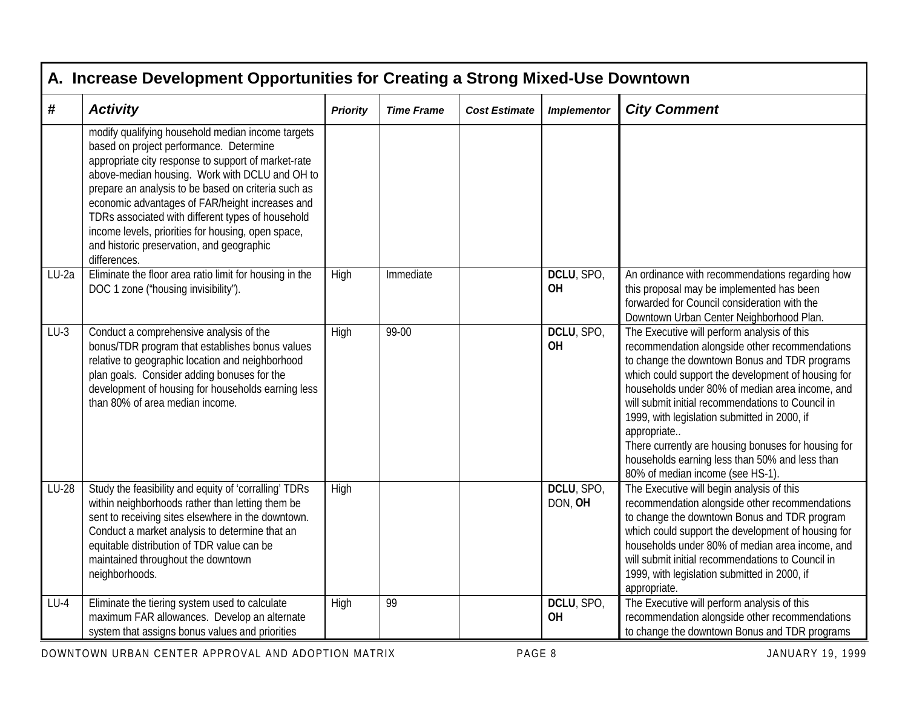## A. Increase Development Opportunities for Creating a Strong Mixed-Use Downtown

| # | *Activity* | *Priority* | *Time Frame* | *Cost Estimate* | *Implementor* | *City Comment* |
|---|---|---|---|---|---|---|
| | modify qualifying household median income targets based on project performance. Determine appropriate city response to support of market-rate above-median housing. Work with DCLU and OH to prepare an analysis to be based on criteria such as economic advantages of FAR/height increases and TDRs associated with different types of household income levels, priorities for housing, open space, and historic preservation, and geographic differences. | | | | | |
| LU-2a | Eliminate the floor area ratio limit for housing in the DOC 1 zone ("housing invisibility"). | High | Immediate | | **DCLU**, SPO, **OH** | An ordinance with recommendations regarding how this proposal may be implemented has been forwarded for Council consideration with the Downtown Urban Center Neighborhood Plan. |
| LU-3 | Conduct a comprehensive analysis of the bonus/TDR program that establishes bonus values relative to geographic location and neighborhood plan goals. Consider adding bonuses for the development of housing for households earning less than 80% of area median income. | High | 99-00 | | **DCLU**, SPO, **OH** | The Executive will perform analysis of this recommendation alongside other recommendations to change the downtown Bonus and TDR programs which could support the development of housing for households under 80% of median area income, and will submit initial recommendations to Council in 1999, with legislation submitted in 2000, if appropriate.. There currently are housing bonuses for housing for households earning less than 50% and less than 80% of median income (see HS-1). |
| LU-28 | Study the feasibility and equity of 'corralling' TDRs within neighborhoods rather than letting them be sent to receiving sites elsewhere in the downtown. Conduct a market analysis to determine that an equitable distribution of TDR value can be maintained throughout the downtown neighborhoods. | High | | | **DCLU**, SPO, DON, **OH** | The Executive will begin analysis of this recommendation alongside other recommendations to change the downtown Bonus and TDR program which could support the development of housing for households under 80% of median area income, and will submit initial recommendations to Council in 1999, with legislation submitted in 2000, if appropriate. |
| LU-4 | Eliminate the tiering system used to calculate maximum FAR allowances. Develop an alternate system that assigns bonus values and priorities | High | 99 | | **DCLU**, SPO, **OH** | The Executive will perform analysis of this recommendation alongside other recommendations to change the downtown Bonus and TDR programs |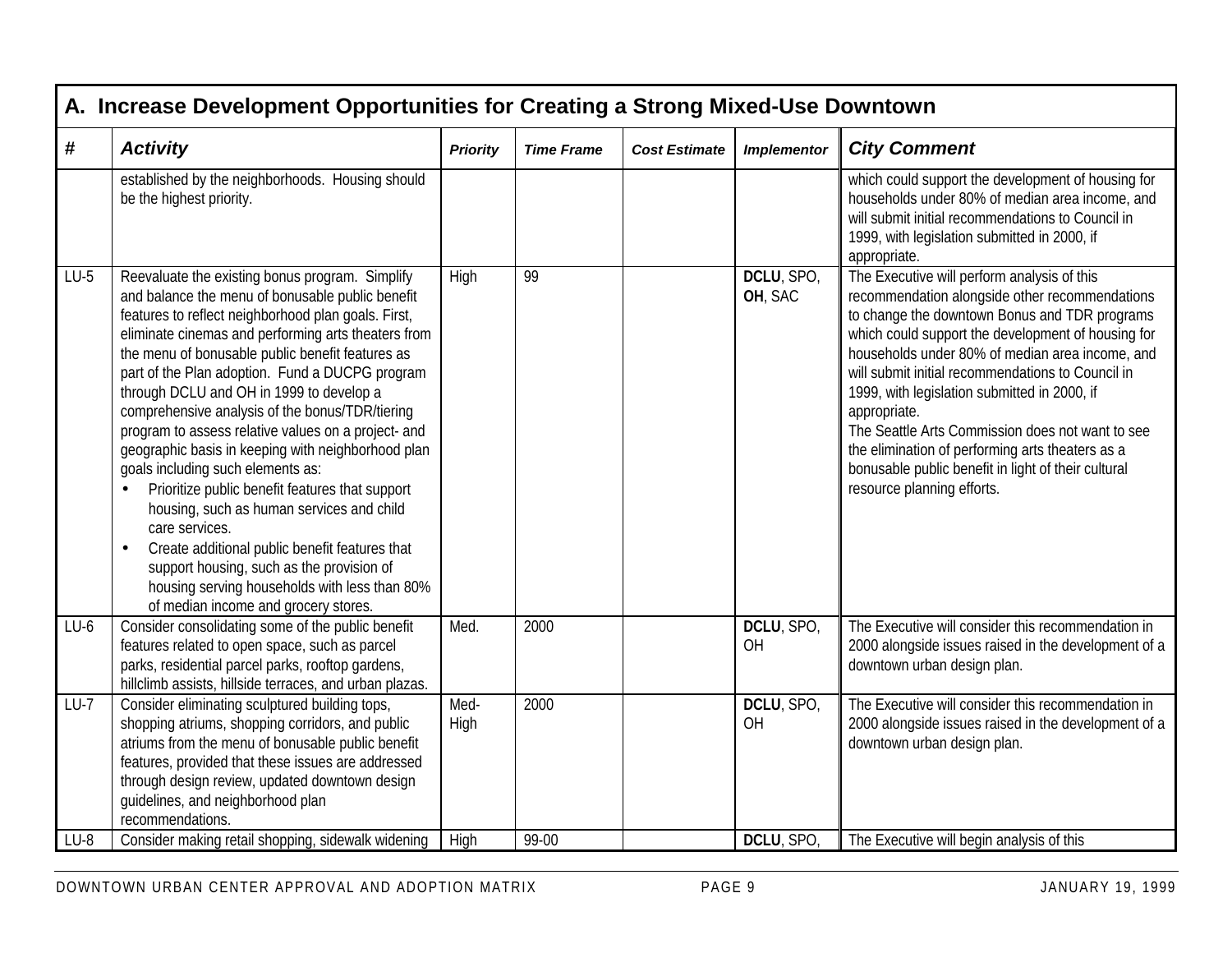## A. Increase Development Opportunities for Creating a Strong Mixed-Use Downtown

| # | *Activity* | *Priority* | *Time Frame* | *Cost Estimate* | *Implementor* | *City Comment* |
|---|---|---|---|---|---|---|
| | established by the neighborhoods. Housing should be the highest priority. | | | | | which could support the development of housing for households under 80% of median area income, and will submit initial recommendations to Council in 1999, with legislation submitted in 2000, if appropriate. |
| LU-5 | Reevaluate the existing bonus program. Simplify and balance the menu of bonusable public benefit features to reflect neighborhood plan goals. First, eliminate cinemas and performing arts theaters from the menu of bonusable public benefit features as part of the Plan adoption. Fund a DUCPG program through DCLU and OH in 1999 to develop a comprehensive analysis of the bonus/TDR/tiering program to assess relative values on a project- and geographic basis in keeping with neighborhood plan goals including such elements as: <br>• Prioritize public benefit features that support housing, such as human services and child care services. <br>• Create additional public benefit features that support housing, such as the provision of housing serving households with less than 80% of median income and grocery stores. | High | 99 | | **DCLU**, SPO, **OH**, SAC | The Executive will perform analysis of this recommendation alongside other recommendations to change the downtown Bonus and TDR programs which could support the development of housing for households under 80% of median area income, and will submit initial recommendations to Council in 1999, with legislation submitted in 2000, if appropriate. <br>The Seattle Arts Commission does not want to see the elimination of performing arts theaters as a bonusable public benefit in light of their cultural resource planning efforts. |
| LU-6 | Consider consolidating some of the public benefit features related to open space, such as parcel parks, residential parcel parks, rooftop gardens, hillclimb assists, hillside terraces, and urban plazas. | Med. | 2000 | | **DCLU**, SPO, OH | The Executive will consider this recommendation in 2000 alongside issues raised in the development of a downtown urban design plan. |
| LU-7 | Consider eliminating sculptured building tops, shopping atriums, shopping corridors, and public atriums from the menu of bonusable public benefit features, provided that these issues are addressed through design review, updated downtown design guidelines, and neighborhood plan recommendations. | Med-High | 2000 | | **DCLU**, SPO, OH | The Executive will consider this recommendation in 2000 alongside issues raised in the development of a downtown urban design plan. |
| LU-8 | Consider making retail shopping, sidewalk widening | High | 99-00 | | **DCLU**, SPO, | The Executive will begin analysis of this |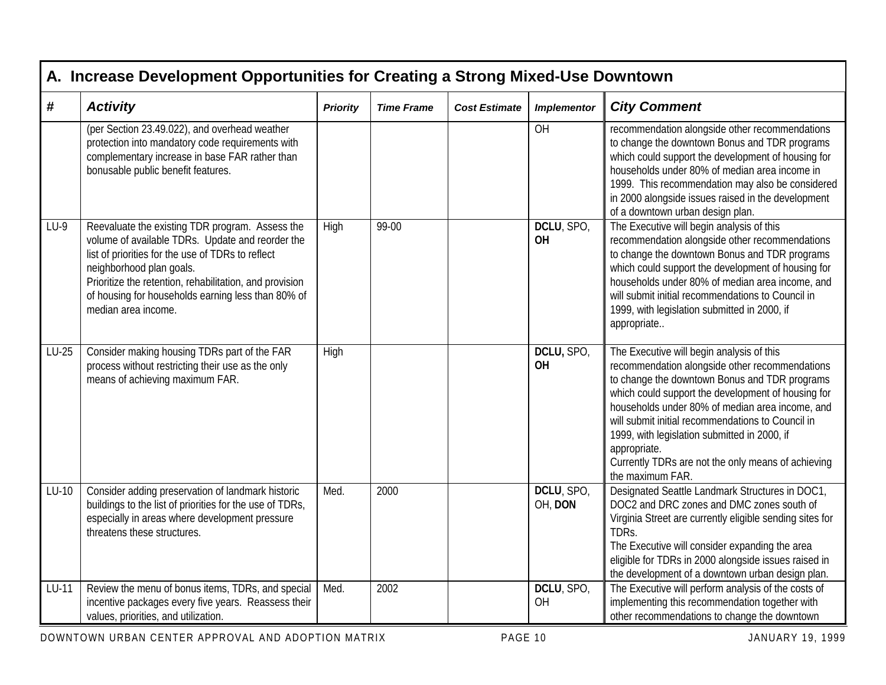## A. Increase Development Opportunities for Creating a Strong Mixed-Use Downtown

| # | Activity | Priority | Time Frame | Cost Estimate | Implementor | City Comment |
|---|---|---|---|---|---|---|
| | (per Section 23.49.022), and overhead weather protection into mandatory code requirements with complementary increase in base FAR rather than bonusable public benefit features. | | | | OH | recommendation alongside other recommendations to change the downtown Bonus and TDR programs which could support the development of housing for households under 80% of median area income in 1999. This recommendation may also be considered in 2000 alongside issues raised in the development of a downtown urban design plan. |
| LU-9 | Reevaluate the existing TDR program. Assess the volume of available TDRs. Update and reorder the list of priorities for the use of TDRs to reflect neighborhood plan goals.<br>Prioritize the retention, rehabilitation, and provision of housing for households earning less than 80% of median area income. | High | 99-00 | | **DCLU**, SPO, **OH** | The Executive will begin analysis of this recommendation alongside other recommendations to change the downtown Bonus and TDR programs which could support the development of housing for households under 80% of median area income, and will submit initial recommendations to Council in 1999, with legislation submitted in 2000, if appropriate.. |
| LU-25 | Consider making housing TDRs part of the FAR process without restricting their use as the only means of achieving maximum FAR. | High | | | **DCLU,** SPO, **OH** | The Executive will begin analysis of this recommendation alongside other recommendations to change the downtown Bonus and TDR programs which could support the development of housing for households under 80% of median area income, and will submit initial recommendations to Council in 1999, with legislation submitted in 2000, if appropriate.<br>Currently TDRs are not the only means of achieving the maximum FAR. |
| LU-10 | Consider adding preservation of landmark historic buildings to the list of priorities for the use of TDRs, especially in areas where development pressure threatens these structures. | Med. | 2000 | | **DCLU**, SPO, OH, **DON** | Designated Seattle Landmark Structures in DOC1, DOC2 and DRC zones and DMC zones south of Virginia Street are currently eligible sending sites for TDRs.<br>The Executive will consider expanding the area eligible for TDRs in 2000 alongside issues raised in the development of a downtown urban design plan. |
| LU-11 | Review the menu of bonus items, TDRs, and special incentive packages every five years. Reassess their values, priorities, and utilization. | Med. | 2002 | | **DCLU**, SPO, OH | The Executive will perform analysis of the costs of implementing this recommendation together with other recommendations to change the downtown |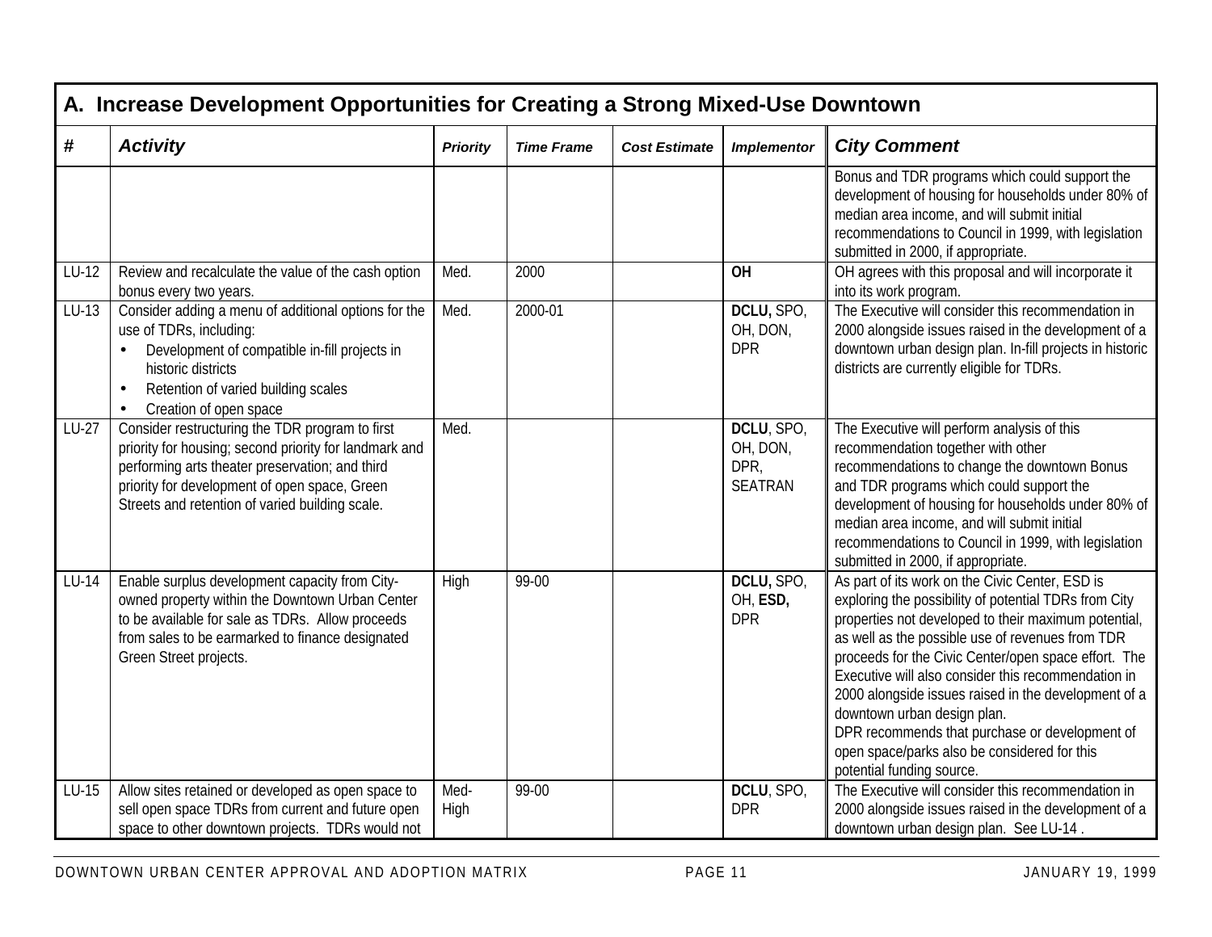## A. Increase Development Opportunities for Creating a Strong Mixed-Use Downtown

| # | Activity | Priority | Time Frame | Cost Estimate | Implementor | City Comment |
|---|---|---|---|---|---|---|
| | | | | | | Bonus and TDR programs which could support the development of housing for households under 80% of median area income, and will submit initial recommendations to Council in 1999, with legislation submitted in 2000, if appropriate. |
| LU-12 | Review and recalculate the value of the cash option bonus every two years. | Med. | 2000 | | **OH** | OH agrees with this proposal and will incorporate it into its work program. |
| LU-13 | Consider adding a menu of additional options for the use of TDRs, including:<br>• Development of compatible in-fill projects in historic districts<br>• Retention of varied building scales<br>• Creation of open space | Med. | 2000-01 | | **DCLU,** SPO, OH, DON, DPR | The Executive will consider this recommendation in 2000 alongside issues raised in the development of a downtown urban design plan. In-fill projects in historic districts are currently eligible for TDRs. |
| LU-27 | Consider restructuring the TDR program to first priority for housing; second priority for landmark and performing arts theater preservation; and third priority for development of open space, Green Streets and retention of varied building scale. | Med. | | | **DCLU**, SPO, OH, DON, DPR, SEATRAN | The Executive will perform analysis of this recommendation together with other recommendations to change the downtown Bonus and TDR programs which could support the development of housing for households under 80% of median area income, and will submit initial recommendations to Council in 1999, with legislation submitted in 2000, if appropriate. |
| LU-14 | Enable surplus development capacity from City-owned property within the Downtown Urban Center to be available for sale as TDRs. Allow proceeds from sales to be earmarked to finance designated Green Street projects. | High | 99-00 | | **DCLU,** SPO, OH, **ESD,** DPR | As part of its work on the Civic Center, ESD is exploring the possibility of potential TDRs from City properties not developed to their maximum potential, as well as the possible use of revenues from TDR proceeds for the Civic Center/open space effort. The Executive will also consider this recommendation in 2000 alongside issues raised in the development of a downtown urban design plan.<br>DPR recommends that purchase or development of open space/parks also be considered for this potential funding source. |
| LU-15 | Allow sites retained or developed as open space to sell open space TDRs from current and future open space to other downtown projects. TDRs would not | Med-High | 99-00 | | **DCLU**, SPO, DPR | The Executive will consider this recommendation in 2000 alongside issues raised in the development of a downtown urban design plan. See LU-14 . |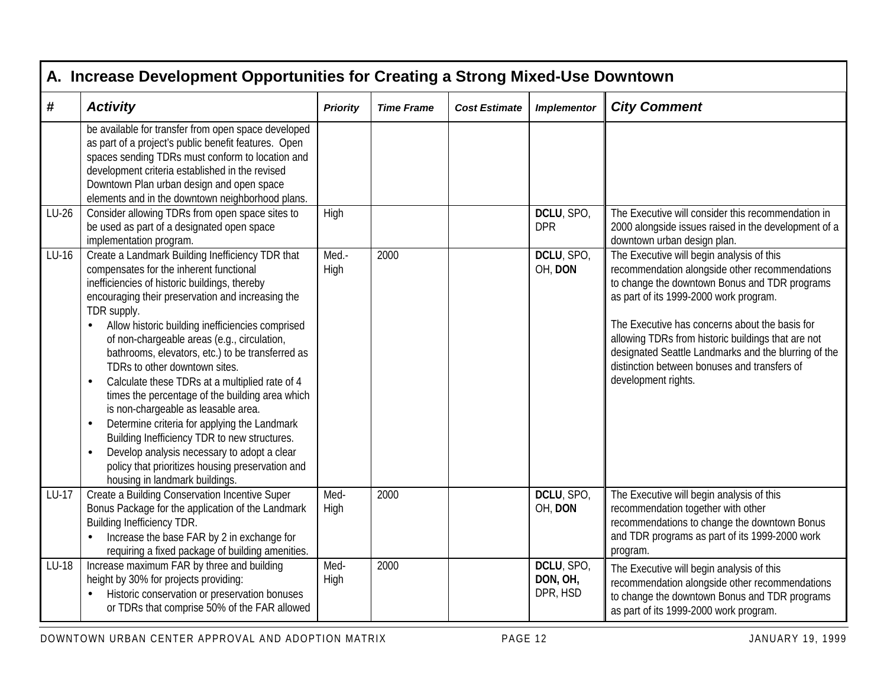## A. Increase Development Opportunities for Creating a Strong Mixed-Use Downtown

| # | *Activity* | *Priority* | *Time Frame* | *Cost Estimate* | *Implementor* | *City Comment* |
|---|---|---|---|---|---|---|
| | be available for transfer from open space developed as part of a project's public benefit features. Open spaces sending TDRs must conform to location and development criteria established in the revised Downtown Plan urban design and open space elements and in the downtown neighborhood plans. | | | | | |
| LU-26 | Consider allowing TDRs from open space sites to be used as part of a designated open space implementation program. | High | | | **DCLU**, SPO, DPR | The Executive will consider this recommendation in 2000 alongside issues raised in the development of a downtown urban design plan. |
| LU-16 | Create a Landmark Building Inefficiency TDR that compensates for the inherent functional inefficiencies of historic buildings, thereby encouraging their preservation and increasing the TDR supply.<br>• Allow historic building inefficiencies comprised of non-chargeable areas (e.g., circulation, bathrooms, elevators, etc.) to be transferred as TDRs to other downtown sites.<br>• Calculate these TDRs at a multiplied rate of 4 times the percentage of the building area which is non-chargeable as leasable area.<br>• Determine criteria for applying the Landmark Building Inefficiency TDR to new structures.<br>• Develop analysis necessary to adopt a clear policy that prioritizes housing preservation and housing in landmark buildings. | Med.-High | 2000 | | **DCLU**, SPO, OH, **DON** | The Executive will begin analysis of this recommendation alongside other recommendations to change the downtown Bonus and TDR programs as part of its 1999-2000 work program.<br><br>The Executive has concerns about the basis for allowing TDRs from historic buildings that are not designated Seattle Landmarks and the blurring of the distinction between bonuses and transfers of development rights. |
| LU-17 | Create a Building Conservation Incentive Super Bonus Package for the application of the Landmark Building Inefficiency TDR.<br>• Increase the base FAR by 2 in exchange for requiring a fixed package of building amenities. | Med-High | 2000 | | **DCLU**, SPO, OH, **DON** | The Executive will begin analysis of this recommendation together with other recommendations to change the downtown Bonus and TDR programs as part of its 1999-2000 work program. |
| LU-18 | Increase maximum FAR by three and building height by 30% for projects providing:<br>• Historic conservation or preservation bonuses or TDRs that comprise 50% of the FAR allowed | Med-High | 2000 | | **DCLU**, SPO, **DON, OH,** DPR, HSD | The Executive will begin analysis of this recommendation alongside other recommendations to change the downtown Bonus and TDR programs as part of its 1999-2000 work program. |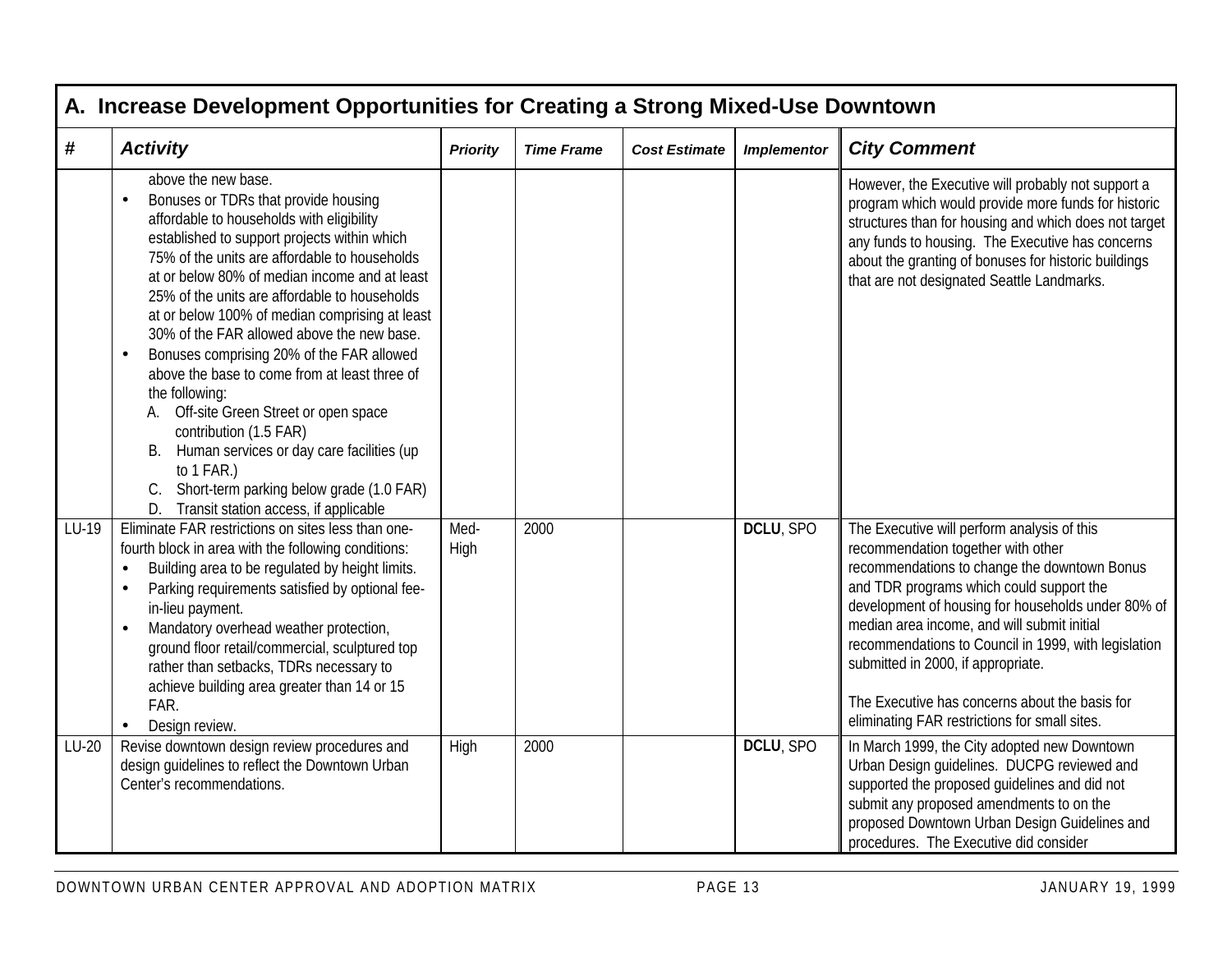## A. Increase Development Opportunities for Creating a Strong Mixed-Use Downtown

| # | *Activity* | *Priority* | *Time Frame* | *Cost Estimate* | *Implementor* | *City Comment* |
|---|---|---|---|---|---|---|
| | above the new base.<br>• Bonuses or TDRs that provide housing affordable to households with eligibility established to support projects within which 75% of the units are affordable to households at or below 80% of median income and at least 25% of the units are affordable to households at or below 100% of median comprising at least 30% of the FAR allowed above the new base.<br>• Bonuses comprising 20% of the FAR allowed above the base to come from at least three of the following:<br>A. Off-site Green Street or open space contribution (1.5 FAR)<br>B. Human services or day care facilities (up to 1 FAR.)<br>C. Short-term parking below grade (1.0 FAR)<br>D. Transit station access, if applicable | | | | | However, the Executive will probably not support a program which would provide more funds for historic structures than for housing and which does not target any funds to housing. The Executive has concerns about the granting of bonuses for historic buildings that are not designated Seattle Landmarks. |
| LU-19 | Eliminate FAR restrictions on sites less than one-fourth block in area with the following conditions:<br>• Building area to be regulated by height limits.<br>• Parking requirements satisfied by optional fee-in-lieu payment.<br>• Mandatory overhead weather protection, ground floor retail/commercial, sculptured top rather than setbacks, TDRs necessary to achieve building area greater than 14 or 15 FAR.<br>• Design review. | Med-High | 2000 | | **DCLU**, SPO | The Executive will perform analysis of this recommendation together with other recommendations to change the downtown Bonus and TDR programs which could support the development of housing for households under 80% of median area income, and will submit initial recommendations to Council in 1999, with legislation submitted in 2000, if appropriate.<br><br>The Executive has concerns about the basis for eliminating FAR restrictions for small sites. |
| LU-20 | Revise downtown design review procedures and design guidelines to reflect the Downtown Urban Center's recommendations. | High | 2000 | | **DCLU**, SPO | In March 1999, the City adopted new Downtown Urban Design guidelines. DUCPG reviewed and supported the proposed guidelines and did not submit any proposed amendments to on the proposed Downtown Urban Design Guidelines and procedures. The Executive did consider |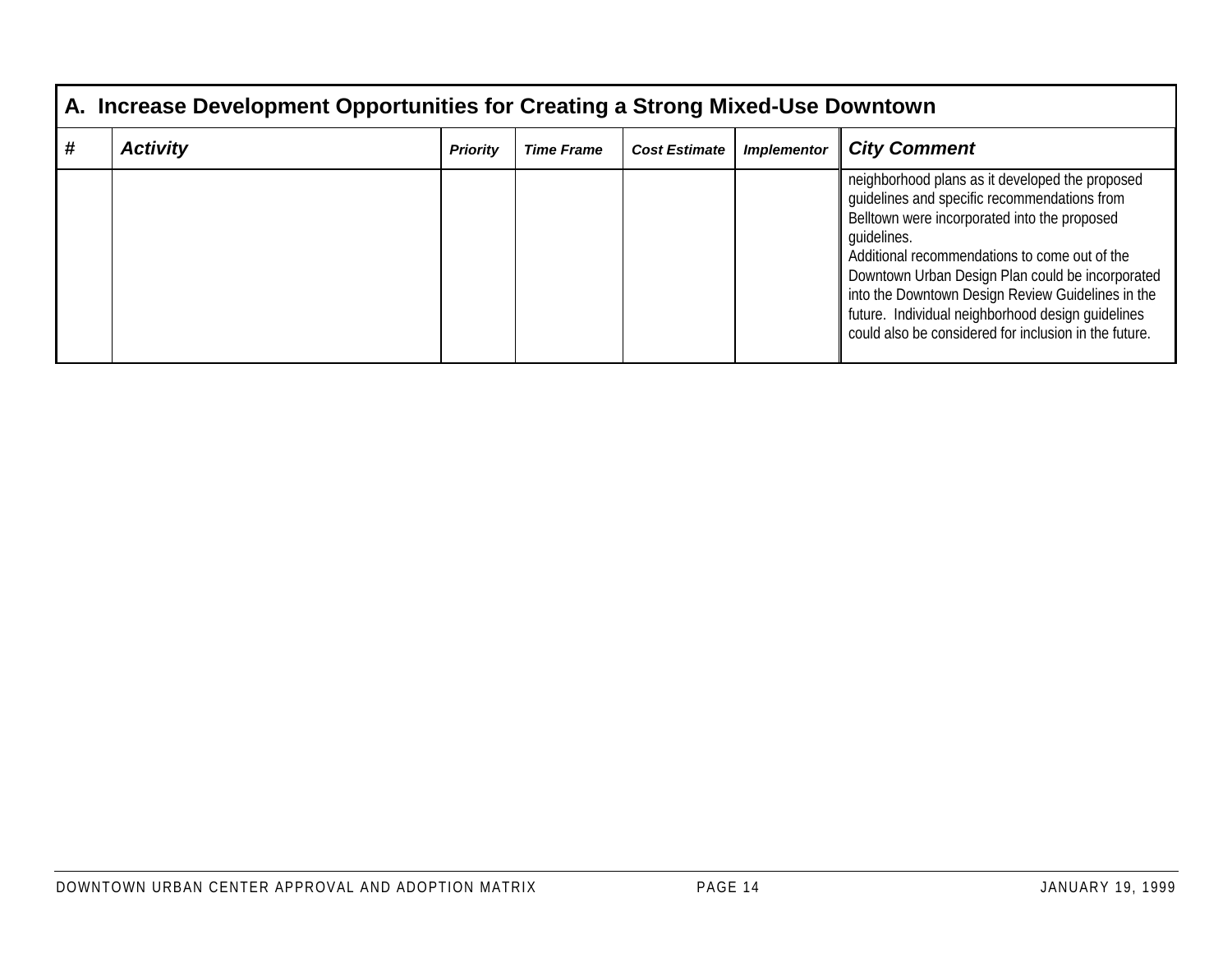## A. Increase Development Opportunities for Creating a Strong Mixed-Use Downtown

| # | *Activity* | *Priority* | *Time Frame* | *Cost Estimate* | *Implementor* | *City Comment* |
|---|---|---|---|---|---|---|
| | | | | | | neighborhood plans as it developed the proposed guidelines and specific recommendations from Belltown were incorporated into the proposed guidelines.<br>Additional recommendations to come out of the Downtown Urban Design Plan could be incorporated into the Downtown Design Review Guidelines in the future. Individual neighborhood design guidelines could also be considered for inclusion in the future. |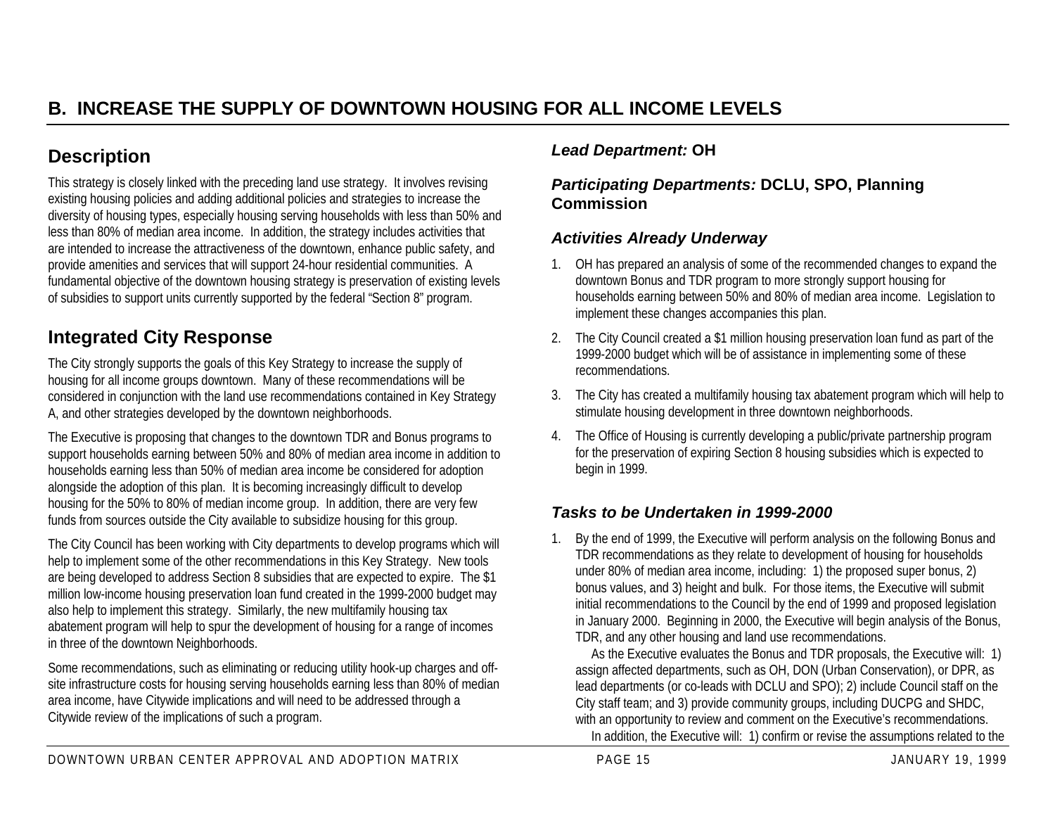## B. INCREASE THE SUPPLY OF DOWNTOWN HOUSING FOR ALL INCOME LEVELS

### Description

This strategy is closely linked with the preceding land use strategy. It involves revising existing housing policies and adding additional policies and strategies to increase the diversity of housing types, especially housing serving households with less than 50% and less than 80% of median area income. In addition, the strategy includes activities that are intended to increase the attractiveness of the downtown, enhance public safety, and provide amenities and services that will support 24-hour residential communities. A fundamental objective of the downtown housing strategy is preservation of existing levels of subsidies to support units currently supported by the federal "Section 8" program.

### Integrated City Response

The City strongly supports the goals of this Key Strategy to increase the supply of housing for all income groups downtown. Many of these recommendations will be considered in conjunction with the land use recommendations contained in Key Strategy A, and other strategies developed by the downtown neighborhoods.

The Executive is proposing that changes to the downtown TDR and Bonus programs to support households earning between 50% and 80% of median area income in addition to households earning less than 50% of median area income be considered for adoption alongside the adoption of this plan. It is becoming increasingly difficult to develop housing for the 50% to 80% of median income group. In addition, there are very few funds from sources outside the City available to subsidize housing for this group.

The City Council has been working with City departments to develop programs which will help to implement some of the other recommendations in this Key Strategy. New tools are being developed to address Section 8 subsidies that are expected to expire. The $1 million low-income housing preservation loan fund created in the 1999-2000 budget may also help to implement this strategy. Similarly, the new multifamily housing tax abatement program will help to spur the development of housing for a range of incomes in three of the downtown Neighborhoods.

Some recommendations, such as eliminating or reducing utility hook-up charges and off-site infrastructure costs for housing serving households earning less than 80% of median area income, have Citywide implications and will need to be addressed through a Citywide review of the implications of such a program.

### *Lead Department:* OH

### *Participating Departments:* DCLU, SPO, Planning Commission

### *Activities Already Underway*

1. OH has prepared an analysis of some of the recommended changes to expand the downtown Bonus and TDR program to more strongly support housing for households earning between 50% and 80% of median area income. Legislation to implement these changes accompanies this plan.
2. The City Council created a $1 million housing preservation loan fund as part of the 1999-2000 budget which will be of assistance in implementing some of these recommendations.
3. The City has created a multifamily housing tax abatement program which will help to stimulate housing development in three downtown neighborhoods.
4. The Office of Housing is currently developing a public/private partnership program for the preservation of expiring Section 8 housing subsidies which is expected to begin in 1999.

### *Tasks to be Undertaken in 1999-2000*

1. By the end of 1999, the Executive will perform analysis on the following Bonus and TDR recommendations as they relate to development of housing for households under 80% of median area income, including: 1) the proposed super bonus, 2) bonus values, and 3) height and bulk. For those items, the Executive will submit initial recommendations to the Council by the end of 1999 and proposed legislation in January 2000. Beginning in 2000, the Executive will begin analysis of the Bonus, TDR, and any other housing and land use recommendations.

   As the Executive evaluates the Bonus and TDR proposals, the Executive will: 1) assign affected departments, such as OH, DON (Urban Conservation), or DPR, as lead departments (or co-leads with DCLU and SPO); 2) include Council staff on the City staff team; and 3) provide community groups, including DUCPG and SHDC, with an opportunity to review and comment on the Executive's recommendations.

   In addition, the Executive will: 1) confirm or revise the assumptions related to the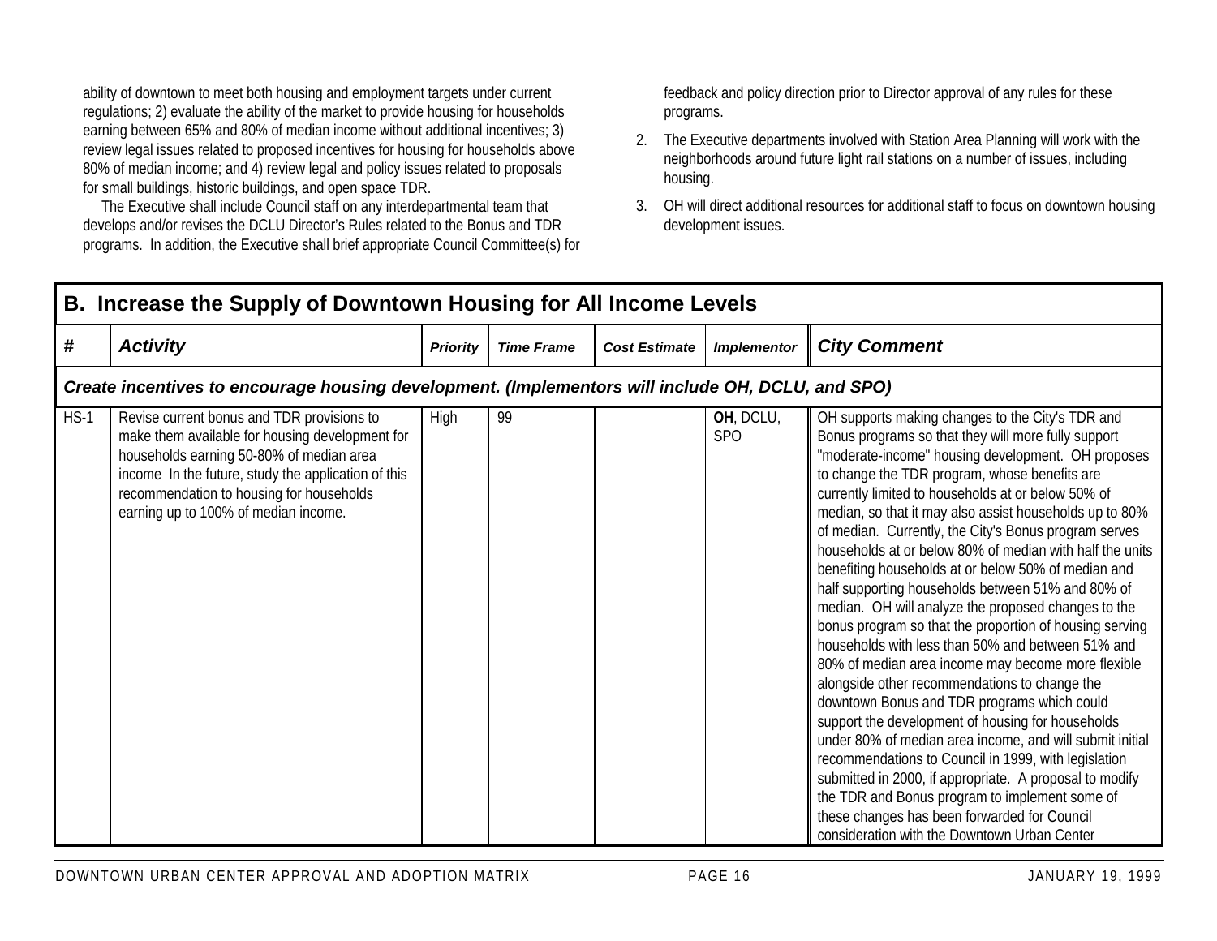ability of downtown to meet both housing and employment targets under current regulations; 2) evaluate the ability of the market to provide housing for households earning between 65% and 80% of median income without additional incentives; 3) review legal issues related to proposed incentives for housing for households above 80% of median income; and 4) review legal and policy issues related to proposals for small buildings, historic buildings, and open space TDR.

The Executive shall include Council staff on any interdepartmental team that develops and/or revises the DCLU Director's Rules related to the Bonus and TDR programs. In addition, the Executive shall brief appropriate Council Committee(s) for feedback and policy direction prior to Director approval of any rules for these programs.

2. The Executive departments involved with Station Area Planning will work with the neighborhoods around future light rail stations on a number of issues, including housing.
3. OH will direct additional resources for additional staff to focus on downtown housing development issues.

## B. Increase the Supply of Downtown Housing for All Income Levels

| # | Activity | Priority | Time Frame | Cost Estimate | Implementor | City Comment |
|---|---|---|---|---|---|---|
| ***Create incentives to encourage housing development. (Implementors will include OH, DCLU, and SPO)*** | | | | | | |
| HS-1 | Revise current bonus and TDR provisions to make them available for housing development for households earning 50-80% of median area income In the future, study the application of this recommendation to housing for households earning up to 100% of median income. | High | 99 | | **OH**, DCLU, SPO | OH supports making changes to the City's TDR and Bonus programs so that they will more fully support "moderate-income" housing development. OH proposes to change the TDR program, whose benefits are currently limited to households at or below 50% of median, so that it may also assist households up to 80% of median. Currently, the City's Bonus program serves households at or below 80% of median with half the units benefiting households at or below 50% of median and half supporting households between 51% and 80% of median. OH will analyze the proposed changes to the bonus program so that the proportion of housing serving households with less than 50% and between 51% and 80% of median area income may become more flexible alongside other recommendations to change the downtown Bonus and TDR programs which could support the development of housing for households under 80% of median area income, and will submit initial recommendations to Council in 1999, with legislation submitted in 2000, if appropriate. A proposal to modify the TDR and Bonus program to implement some of these changes has been forwarded for Council consideration with the Downtown Urban Center |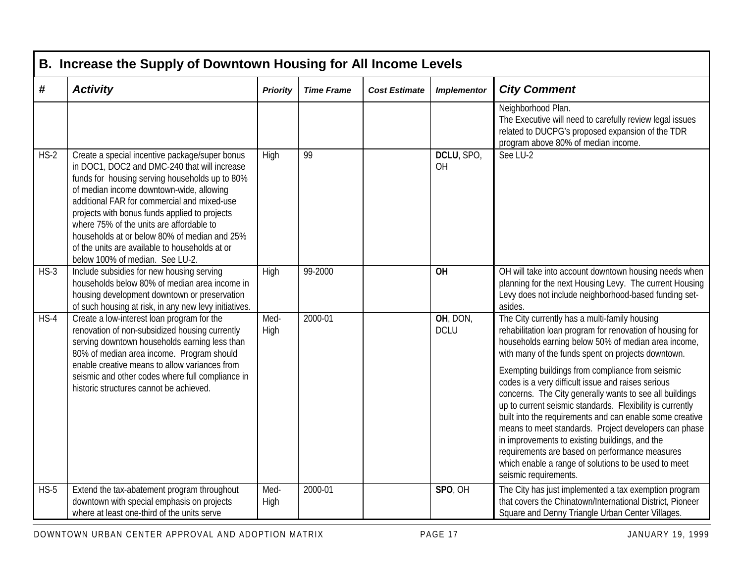## B. Increase the Supply of Downtown Housing for All Income Levels

| # | *Activity* | *Priority* | *Time Frame* | *Cost Estimate* | *Implementor* | *City Comment* |
|---|---|---|---|---|---|---|
| | | | | | | Neighborhood Plan. The Executive will need to carefully review legal issues related to DUCPG's proposed expansion of the TDR program above 80% of median income. |
| HS-2 | Create a special incentive package/super bonus in DOC1, DOC2 and DMC-240 that will increase funds for housing serving households up to 80% of median income downtown-wide, allowing additional FAR for commercial and mixed-use projects with bonus funds applied to projects where 75% of the units are affordable to households at or below 80% of median and 25% of the units are available to households at or below 100% of median. See LU-2. | High | 99 | | **DCLU**, SPO, OH | See LU-2 |
| HS-3 | Include subsidies for new housing serving households below 80% of median area income in housing development downtown or preservation of such housing at risk, in any new levy initiatives. | High | 99-2000 | | **OH** | OH will take into account downtown housing needs when planning for the next Housing Levy. The current Housing Levy does not include neighborhood-based funding set-asides. |
| HS-4 | Create a low-interest loan program for the renovation of non-subsidized housing currently serving downtown households earning less than 80% of median area income. Program should enable creative means to allow variances from seismic and other codes where full compliance in historic structures cannot be achieved. | Med-High | 2000-01 | | **OH**, DON, DCLU | The City currently has a multi-family housing rehabilitation loan program for renovation of housing for households earning below 50% of median area income, with many of the funds spent on projects downtown.<br><br>Exempting buildings from compliance from seismic codes is a very difficult issue and raises serious concerns. The City generally wants to see all buildings up to current seismic standards. Flexibility is currently built into the requirements and can enable some creative means to meet standards. Project developers can phase in improvements to existing buildings, and the requirements are based on performance measures which enable a range of solutions to be used to meet seismic requirements. |
| HS-5 | Extend the tax-abatement program throughout downtown with special emphasis on projects where at least one-third of the units serve | Med-High | 2000-01 | | **SPO**, OH | The City has just implemented a tax exemption program that covers the Chinatown/International District, Pioneer Square and Denny Triangle Urban Center Villages. |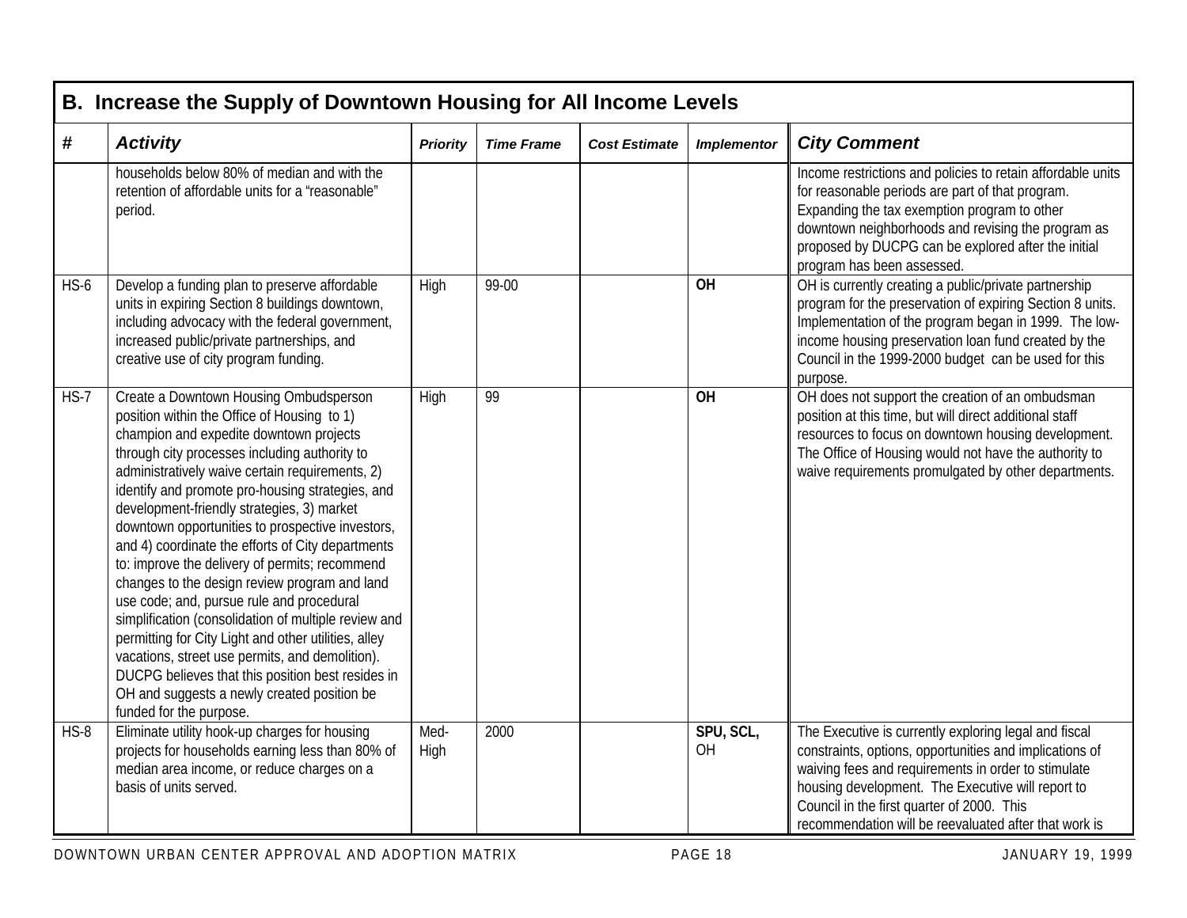## B. Increase the Supply of Downtown Housing for All Income Levels

| # | Activity | Priority | Time Frame | Cost Estimate | Implementor | City Comment |
|---|---|---|---|---|---|---|
| | households below 80% of median and with the retention of affordable units for a "reasonable" period. | | | | | Income restrictions and policies to retain affordable units for reasonable periods are part of that program. Expanding the tax exemption program to other downtown neighborhoods and revising the program as proposed by DUCPG can be explored after the initial program has been assessed. |
| HS-6 | Develop a funding plan to preserve affordable units in expiring Section 8 buildings downtown, including advocacy with the federal government, increased public/private partnerships, and creative use of city program funding. | High | 99-00 | | **OH** | OH is currently creating a public/private partnership program for the preservation of expiring Section 8 units. Implementation of the program began in 1999. The low-income housing preservation loan fund created by the Council in the 1999-2000 budget can be used for this purpose. |
| HS-7 | Create a Downtown Housing Ombudsperson position within the Office of Housing to 1) champion and expedite downtown projects through city processes including authority to administratively waive certain requirements, 2) identify and promote pro-housing strategies, and development-friendly strategies, 3) market downtown opportunities to prospective investors, and 4) coordinate the efforts of City departments to: improve the delivery of permits; recommend changes to the design review program and land use code; and, pursue rule and procedural simplification (consolidation of multiple review and permitting for City Light and other utilities, alley vacations, street use permits, and demolition). DUCPG believes that this position best resides in OH and suggests a newly created position be funded for the purpose. | High | 99 | | **OH** | OH does not support the creation of an ombudsman position at this time, but will direct additional staff resources to focus on downtown housing development. The Office of Housing would not have the authority to waive requirements promulgated by other departments. |
| HS-8 | Eliminate utility hook-up charges for housing projects for households earning less than 80% of median area income, or reduce charges on a basis of units served. | Med-High | 2000 | | **SPU, SCL,** OH | The Executive is currently exploring legal and fiscal constraints, options, opportunities and implications of waiving fees and requirements in order to stimulate housing development. The Executive will report to Council in the first quarter of 2000. This recommendation will be reevaluated after that work is |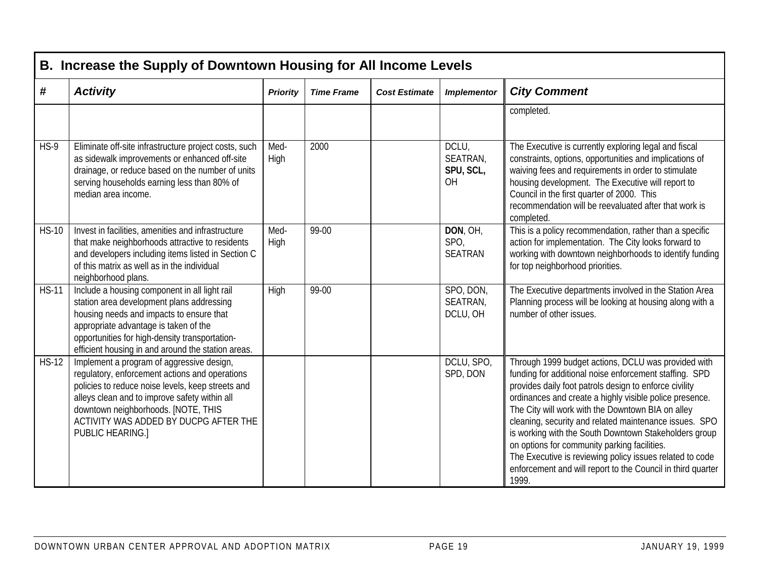## B. Increase the Supply of Downtown Housing for All Income Levels

| # | *Activity* | *Priority* | *Time Frame* | *Cost Estimate* | *Implementor* | *City Comment* |
|---|---|---|---|---|---|---|
| | | | | | | completed. |
| HS-9 | Eliminate off-site infrastructure project costs, such as sidewalk improvements or enhanced off-site drainage, or reduce based on the number of units serving households earning less than 80% of median area income. | Med-High | 2000 | | DCLU, SEATRAN, **SPU, SCL,** OH | The Executive is currently exploring legal and fiscal constraints, options, opportunities and implications of waiving fees and requirements in order to stimulate housing development. The Executive will report to Council in the first quarter of 2000. This recommendation will be reevaluated after that work is completed. |
| HS-10 | Invest in facilities, amenities and infrastructure that make neighborhoods attractive to residents and developers including items listed in Section C of this matrix as well as in the individual neighborhood plans. | Med-High | 99-00 | | **DON**, OH, SPO, SEATRAN | This is a policy recommendation, rather than a specific action for implementation. The City looks forward to working with downtown neighborhoods to identify funding for top neighborhood priorities. |
| HS-11 | Include a housing component in all light rail station area development plans addressing housing needs and impacts to ensure that appropriate advantage is taken of the opportunities for high-density transportation-efficient housing in and around the station areas. | High | 99-00 | | SPO, DON, SEATRAN, DCLU, OH | The Executive departments involved in the Station Area Planning process will be looking at housing along with a number of other issues. |
| HS-12 | Implement a program of aggressive design, regulatory, enforcement actions and operations policies to reduce noise levels, keep streets and alleys clean and to improve safety within all downtown neighborhoods. [NOTE, THIS ACTIVITY WAS ADDED BY DUCPG AFTER THE PUBLIC HEARING.] | | | | DCLU, SPO, SPD, DON | Through 1999 budget actions, DCLU was provided with funding for additional noise enforcement staffing. SPD provides daily foot patrols design to enforce civility ordinances and create a highly visible police presence. The City will work with the Downtown BIA on alley cleaning, security and related maintenance issues. SPO is working with the South Downtown Stakeholders group on options for community parking facilities.<br>The Executive is reviewing policy issues related to code enforcement and will report to the Council in third quarter 1999. |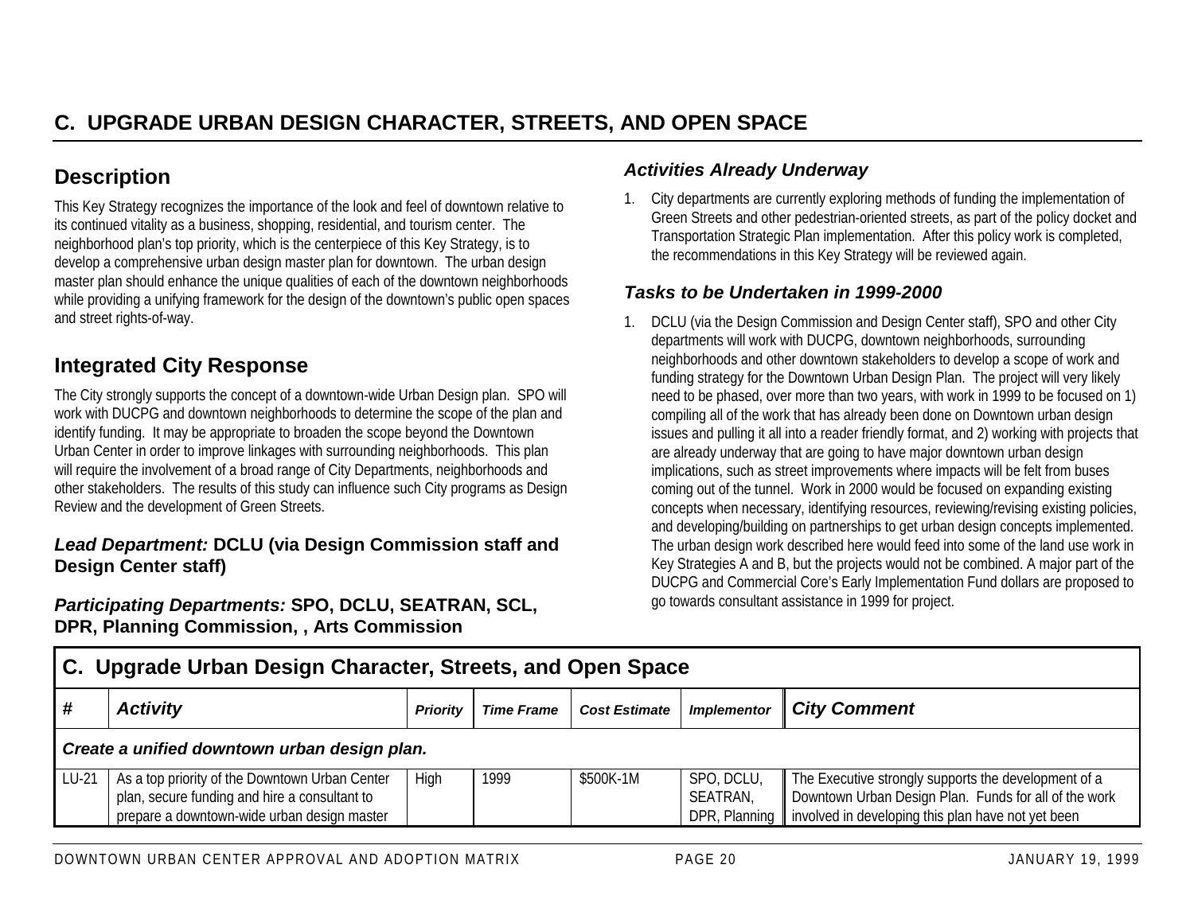# C. UPGRADE URBAN DESIGN CHARACTER, STREETS, AND OPEN SPACE

## Description

This Key Strategy recognizes the importance of the look and feel of downtown relative to its continued vitality as a business, shopping, residential, and tourism center. The neighborhood plan's top priority, which is the centerpiece of this Key Strategy, is to develop a comprehensive urban design master plan for downtown. The urban design master plan should enhance the unique qualities of each of the downtown neighborhoods while providing a unifying framework for the design of the downtown's public open spaces and street rights-of-way.

## Integrated City Response

The City strongly supports the concept of a downtown-wide Urban Design plan. SPO will work with DUCPG and downtown neighborhoods to determine the scope of the plan and identify funding. It may be appropriate to broaden the scope beyond the Downtown Urban Center in order to improve linkages with surrounding neighborhoods. This plan will require the involvement of a broad range of City Departments, neighborhoods and other stakeholders. The results of this study can influence such City programs as Design Review and the development of Green Streets.

***Lead Department:*** **DCLU (via Design Commission staff and Design Center staff)**

***Participating Departments:*** **SPO, DCLU, SEATRAN, SCL, DPR, Planning Commission, , Arts Commission**

### *Activities Already Underway*

1. City departments are currently exploring methods of funding the implementation of Green Streets and other pedestrian-oriented streets, as part of the policy docket and Transportation Strategic Plan implementation. After this policy work is completed, the recommendations in this Key Strategy will be reviewed again.

### *Tasks to be Undertaken in 1999-2000*

1. DCLU (via the Design Commission and Design Center staff), SPO and other City departments will work with DUCPG, downtown neighborhoods, surrounding neighborhoods and other downtown stakeholders to develop a scope of work and funding strategy for the Downtown Urban Design Plan. The project will very likely need to be phased, over more than two years, with work in 1999 to be focused on 1) compiling all of the work that has already been done on Downtown urban design issues and pulling it all into a reader friendly format, and 2) working with projects that are already underway that are going to have major downtown urban design implications, such as street improvements where impacts will be felt from buses coming out of the tunnel. Work in 2000 would be focused on expanding existing concepts when necessary, identifying resources, reviewing/revising existing policies, and developing/building on partnerships to get urban design concepts implemented. The urban design work described here would feed into some of the land use work in Key Strategies A and B, but the projects would not be combined. A major part of the DUCPG and Commercial Core's Early Implementation Fund dollars are proposed to go towards consultant assistance in 1999 for project.

**C. Upgrade Urban Design Character, Streets, and Open Space**

| # | Activity | Priority | Time Frame | Cost Estimate | Implementor | City Comment |
|---|---|---|---|---|---|---|
| ***Create a unified downtown urban design plan.*** | | | | | | |
| LU-21 | As a top priority of the Downtown Urban Center plan, secure funding and hire a consultant to prepare a downtown-wide urban design master | High | 1999 | \$500K-1M | SPO, DCLU, SEATRAN, DPR, Planning | The Executive strongly supports the development of a Downtown Urban Design Plan. Funds for all of the work involved in developing this plan have not yet been |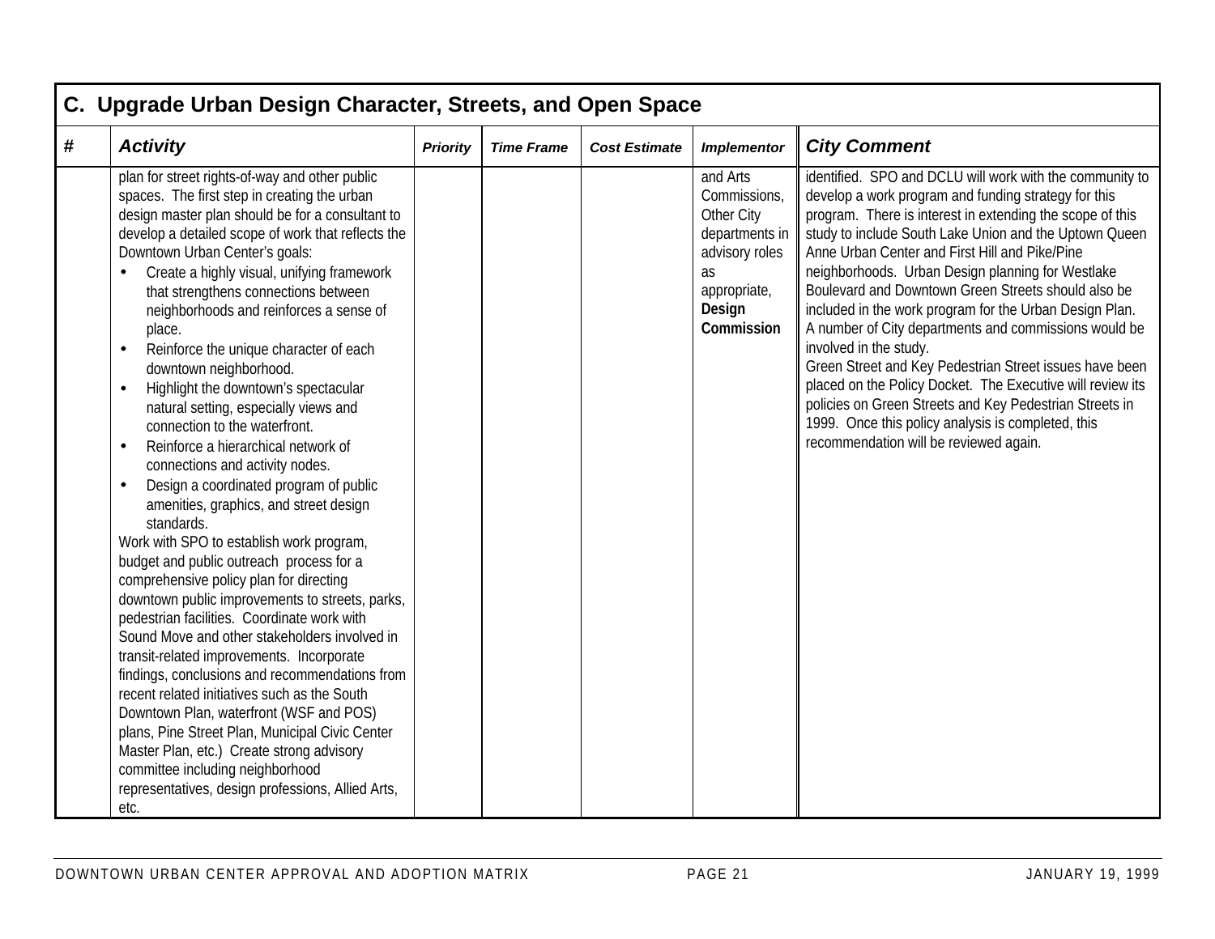## C. Upgrade Urban Design Character, Streets, and Open Space

| # | *Activity* | *Priority* | *Time Frame* | *Cost Estimate* | *Implementor* | *City Comment* |
|---|---|---|---|---|---|---|
| | plan for street rights-of-way and other public spaces. The first step in creating the urban design master plan should be for a consultant to develop a detailed scope of work that reflects the Downtown Urban Center's goals:<br>• Create a highly visual, unifying framework that strengthens connections between neighborhoods and reinforces a sense of place.<br>• Reinforce the unique character of each downtown neighborhood.<br>• Highlight the downtown's spectacular natural setting, especially views and connection to the waterfront.<br>• Reinforce a hierarchical network of connections and activity nodes.<br>• Design a coordinated program of public amenities, graphics, and street design standards.<br>Work with SPO to establish work program, budget and public outreach process for a comprehensive policy plan for directing downtown public improvements to streets, parks, pedestrian facilities. Coordinate work with Sound Move and other stakeholders involved in transit-related improvements. Incorporate findings, conclusions and recommendations from recent related initiatives such as the South Downtown Plan, waterfront (WSF and POS) plans, Pine Street Plan, Municipal Civic Center Master Plan, etc.) Create strong advisory committee including neighborhood representatives, design professions, Allied Arts, etc. | | | | and Arts Commissions, Other City departments in advisory roles as appropriate, **Design Commission** | identified. SPO and DCLU will work with the community to develop a work program and funding strategy for this program. There is interest in extending the scope of this study to include South Lake Union and the Uptown Queen Anne Urban Center and First Hill and Pike/Pine neighborhoods. Urban Design planning for Westlake Boulevard and Downtown Green Streets should also be included in the work program for the Urban Design Plan. A number of City departments and commissions would be involved in the study.<br>Green Street and Key Pedestrian Street issues have been placed on the Policy Docket. The Executive will review its policies on Green Streets and Key Pedestrian Streets in 1999. Once this policy analysis is completed, this recommendation will be reviewed again. |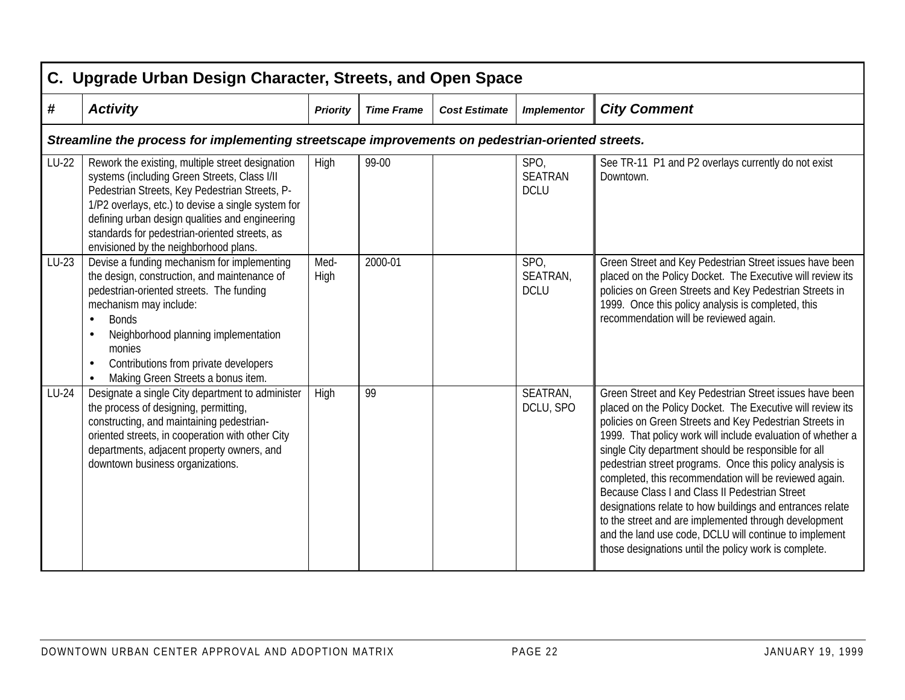## C. Upgrade Urban Design Character, Streets, and Open Space

| # | Activity | Priority | Time Frame | Cost Estimate | Implementor | City Comment |
|---|---|---|---|---|---|---|
| ***Streamline the process for implementing streetscape improvements on pedestrian-oriented streets.*** | | | | | | |
| LU-22 | Rework the existing, multiple street designation systems (including Green Streets, Class I/II Pedestrian Streets, Key Pedestrian Streets, P-1/P2 overlays, etc.) to devise a single system for defining urban design qualities and engineering standards for pedestrian-oriented streets, as envisioned by the neighborhood plans. | High | 99-00 | | SPO, SEATRAN DCLU | See TR-11 P1 and P2 overlays currently do not exist Downtown. |
| LU-23 | Devise a funding mechanism for implementing the design, construction, and maintenance of pedestrian-oriented streets. The funding mechanism may include:<br>• Bonds<br>• Neighborhood planning implementation monies<br>• Contributions from private developers<br>• Making Green Streets a bonus item. | Med-High | 2000-01 | | SPO, SEATRAN, DCLU | Green Street and Key Pedestrian Street issues have been placed on the Policy Docket. The Executive will review its policies on Green Streets and Key Pedestrian Streets in 1999. Once this policy analysis is completed, this recommendation will be reviewed again. |
| LU-24 | Designate a single City department to administer the process of designing, permitting, constructing, and maintaining pedestrian-oriented streets, in cooperation with other City departments, adjacent property owners, and downtown business organizations. | High | 99 | | SEATRAN, DCLU, SPO | Green Street and Key Pedestrian Street issues have been placed on the Policy Docket. The Executive will review its policies on Green Streets and Key Pedestrian Streets in 1999. That policy work will include evaluation of whether a single City department should be responsible for all pedestrian street programs. Once this policy analysis is completed, this recommendation will be reviewed again. Because Class I and Class II Pedestrian Street designations relate to how buildings and entrances relate to the street and are implemented through development and the land use code, DCLU will continue to implement those designations until the policy work is complete. |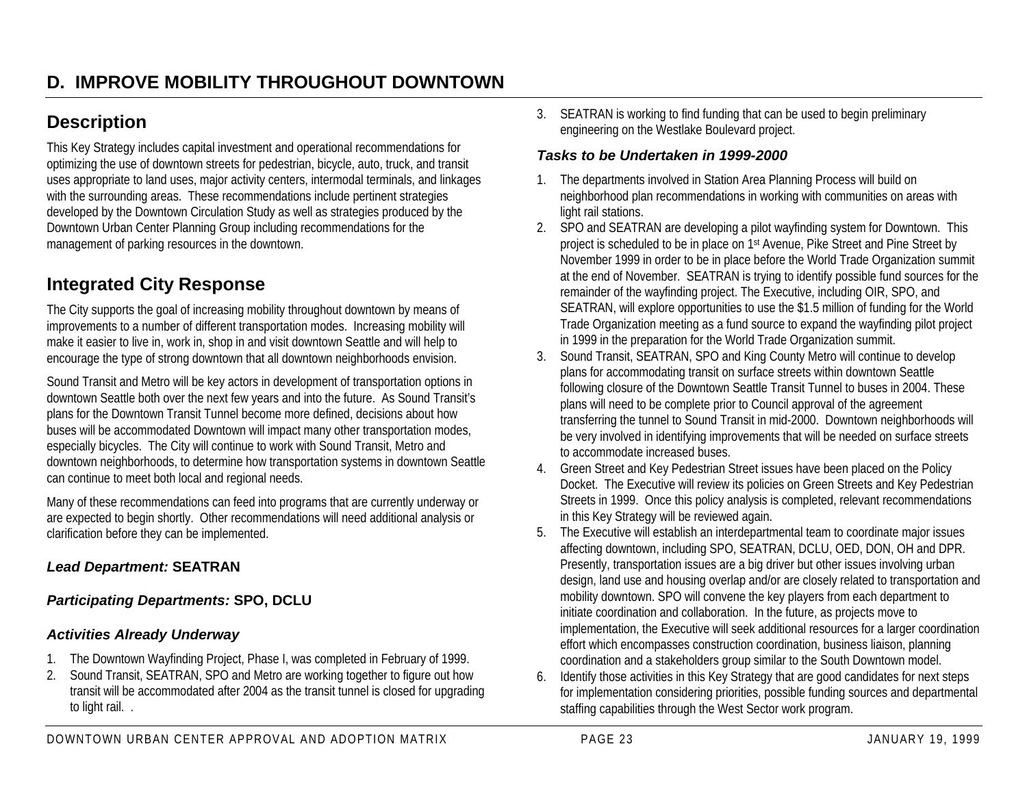# D. IMPROVE MOBILITY THROUGHOUT DOWNTOWN

## Description

This Key Strategy includes capital investment and operational recommendations for optimizing the use of downtown streets for pedestrian, bicycle, auto, truck, and transit uses appropriate to land uses, major activity centers, intermodal terminals, and linkages with the surrounding areas. These recommendations include pertinent strategies developed by the Downtown Circulation Study as well as strategies produced by the Downtown Urban Center Planning Group including recommendations for the management of parking resources in the downtown.

## Integrated City Response

The City supports the goal of increasing mobility throughout downtown by means of improvements to a number of different transportation modes. Increasing mobility will make it easier to live in, work in, shop in and visit downtown Seattle and will help to encourage the type of strong downtown that all downtown neighborhoods envision.

Sound Transit and Metro will be key actors in development of transportation options in downtown Seattle both over the next few years and into the future. As Sound Transit's plans for the Downtown Transit Tunnel become more defined, decisions about how buses will be accommodated Downtown will impact many other transportation modes, especially bicycles. The City will continue to work with Sound Transit, Metro and downtown neighborhoods, to determine how transportation systems in downtown Seattle can continue to meet both local and regional needs.

Many of these recommendations can feed into programs that are currently underway or are expected to begin shortly. Other recommendations will need additional analysis or clarification before they can be implemented.

### *Lead Department:* SEATRAN

### *Participating Departments:* SPO, DCLU

### *Activities Already Underway*

1. The Downtown Wayfinding Project, Phase I, was completed in February of 1999.
2. Sound Transit, SEATRAN, SPO and Metro are working together to figure out how transit will be accommodated after 2004 as the transit tunnel is closed for upgrading to light rail. .
3. SEATRAN is working to find funding that can be used to begin preliminary engineering on the Westlake Boulevard project.

### *Tasks to be Undertaken in 1999-2000*

1. The departments involved in Station Area Planning Process will build on neighborhood plan recommendations in working with communities on areas with light rail stations.
2. SPO and SEATRAN are developing a pilot wayfinding system for Downtown. This project is scheduled to be in place on 1st Avenue, Pike Street and Pine Street by November 1999 in order to be in place before the World Trade Organization summit at the end of November. SEATRAN is trying to identify possible fund sources for the remainder of the wayfinding project. The Executive, including OIR, SPO, and SEATRAN, will explore opportunities to use the $1.5 million of funding for the World Trade Organization meeting as a fund source to expand the wayfinding pilot project in 1999 in the preparation for the World Trade Organization summit.
3. Sound Transit, SEATRAN, SPO and King County Metro will continue to develop plans for accommodating transit on surface streets within downtown Seattle following closure of the Downtown Seattle Transit Tunnel to buses in 2004. These plans will need to be complete prior to Council approval of the agreement transferring the tunnel to Sound Transit in mid-2000. Downtown neighborhoods will be very involved in identifying improvements that will be needed on surface streets to accommodate increased buses.
4. Green Street and Key Pedestrian Street issues have been placed on the Policy Docket. The Executive will review its policies on Green Streets and Key Pedestrian Streets in 1999. Once this policy analysis is completed, relevant recommendations in this Key Strategy will be reviewed again.
5. The Executive will establish an interdepartmental team to coordinate major issues affecting downtown, including SPO, SEATRAN, DCLU, OED, DON, OH and DPR. Presently, transportation issues are a big driver but other issues involving urban design, land use and housing overlap and/or are closely related to transportation and mobility downtown. SPO will convene the key players from each department to initiate coordination and collaboration. In the future, as projects move to implementation, the Executive will seek additional resources for a larger coordination effort which encompasses construction coordination, business liaison, planning coordination and a stakeholders group similar to the South Downtown model.
6. Identify those activities in this Key Strategy that are good candidates for next steps for implementation considering priorities, possible funding sources and departmental staffing capabilities through the West Sector work program.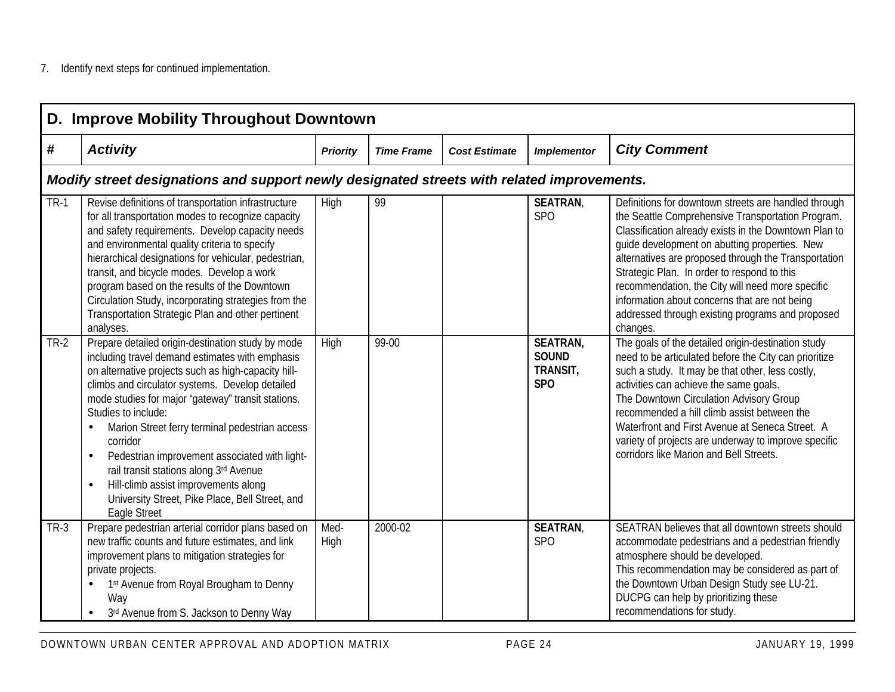7. Identify next steps for continued implementation.

| D. Improve Mobility Throughout Downtown | | | | | | |
|---|---|---|---|---|---|---|
| **#** | ***Activity*** | ***Priority*** | ***Time Frame*** | ***Cost Estimate*** | ***Implementor*** | ***City Comment*** |
| ***Modify street designations and support newly designated streets with related improvements.*** | | | | | | |
| TR-1 | Revise definitions of transportation infrastructure for all transportation modes to recognize capacity and safety requirements. Develop capacity needs and environmental quality criteria to specify hierarchical designations for vehicular, pedestrian, transit, and bicycle modes. Develop a work program based on the results of the Downtown Circulation Study, incorporating strategies from the Transportation Strategic Plan and other pertinent analyses. | High | 99 | | **SEATRAN**, SPO | Definitions for downtown streets are handled through the Seattle Comprehensive Transportation Program. Classification already exists in the Downtown Plan to guide development on abutting properties. New alternatives are proposed through the Transportation Strategic Plan. In order to respond to this recommendation, the City will need more specific information about concerns that are not being addressed through existing programs and proposed changes. |
| TR-2 | Prepare detailed origin-destination study by mode including travel demand estimates with emphasis on alternative projects such as high-capacity hill-climbs and circulator systems. Develop detailed mode studies for major "gateway" transit stations. Studies to include: <br>• Marion Street ferry terminal pedestrian access corridor <br>• Pedestrian improvement associated with light-rail transit stations along 3rd Avenue <br>• Hill-climb assist improvements along University Street, Pike Place, Bell Street, and Eagle Street | High | 99-00 | | **SEATRAN, SOUND TRANSIT, SPO** | The goals of the detailed origin-destination study need to be articulated before the City can prioritize such a study. It may be that other, less costly, activities can achieve the same goals. The Downtown Circulation Advisory Group recommended a hill climb assist between the Waterfront and First Avenue at Seneca Street. A variety of projects are underway to improve specific corridors like Marion and Bell Streets. |
| TR-3 | Prepare pedestrian arterial corridor plans based on new traffic counts and future estimates, and link improvement plans to mitigation strategies for private projects. <br>• 1st Avenue from Royal Brougham to Denny Way <br>• 3rd Avenue from S. Jackson to Denny Way | Med-High | 2000-02 | | **SEATRAN**, SPO | SEATRAN believes that all downtown streets should accommodate pedestrians and a pedestrian friendly atmosphere should be developed. This recommendation may be considered as part of the Downtown Urban Design Study see LU-21. DUCPG can help by prioritizing these recommendations for study. |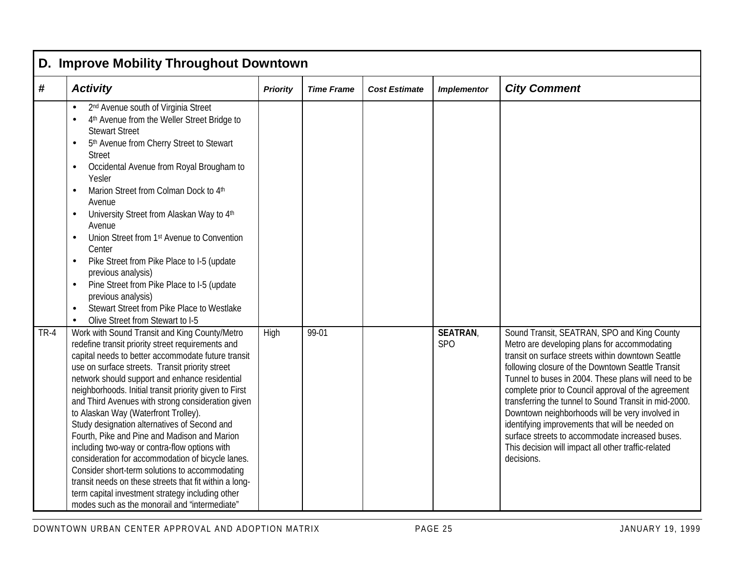## D. Improve Mobility Throughout Downtown

| # | Activity | Priority | Time Frame | Cost Estimate | Implementor | City Comment |
|---|---|---|---|---|---|---|
| | • 2nd Avenue south of Virginia Street<br>• 4th Avenue from the Weller Street Bridge to Stewart Street<br>• 5th Avenue from Cherry Street to Stewart Street<br>• Occidental Avenue from Royal Brougham to Yesler<br>• Marion Street from Colman Dock to 4th Avenue<br>• University Street from Alaskan Way to 4th Avenue<br>• Union Street from 1st Avenue to Convention Center<br>• Pike Street from Pike Place to I-5 (update previous analysis)<br>• Pine Street from Pike Place to I-5 (update previous analysis)<br>• Stewart Street from Pike Place to Westlake<br>• Olive Street from Stewart to I-5 | | | | | |
| TR-4 | Work with Sound Transit and King County/Metro redefine transit priority street requirements and capital needs to better accommodate future transit use on surface streets. Transit priority street network should support and enhance residential neighborhoods. Initial transit priority given to First and Third Avenues with strong consideration given to Alaskan Way (Waterfront Trolley).<br>Study designation alternatives of Second and Fourth, Pike and Pine and Madison and Marion including two-way or contra-flow options with consideration for accommodation of bicycle lanes. Consider short-term solutions to accommodating transit needs on these streets that fit within a long-term capital investment strategy including other modes such as the monorail and "intermediate" | High | 99-01 | | **SEATRAN**, SPO | Sound Transit, SEATRAN, SPO and King County Metro are developing plans for accommodating transit on surface streets within downtown Seattle following closure of the Downtown Seattle Transit Tunnel to buses in 2004. These plans will need to be complete prior to Council approval of the agreement transferring the tunnel to Sound Transit in mid-2000. Downtown neighborhoods will be very involved in identifying improvements that will be needed on surface streets to accommodate increased buses. This decision will impact all other traffic-related decisions. |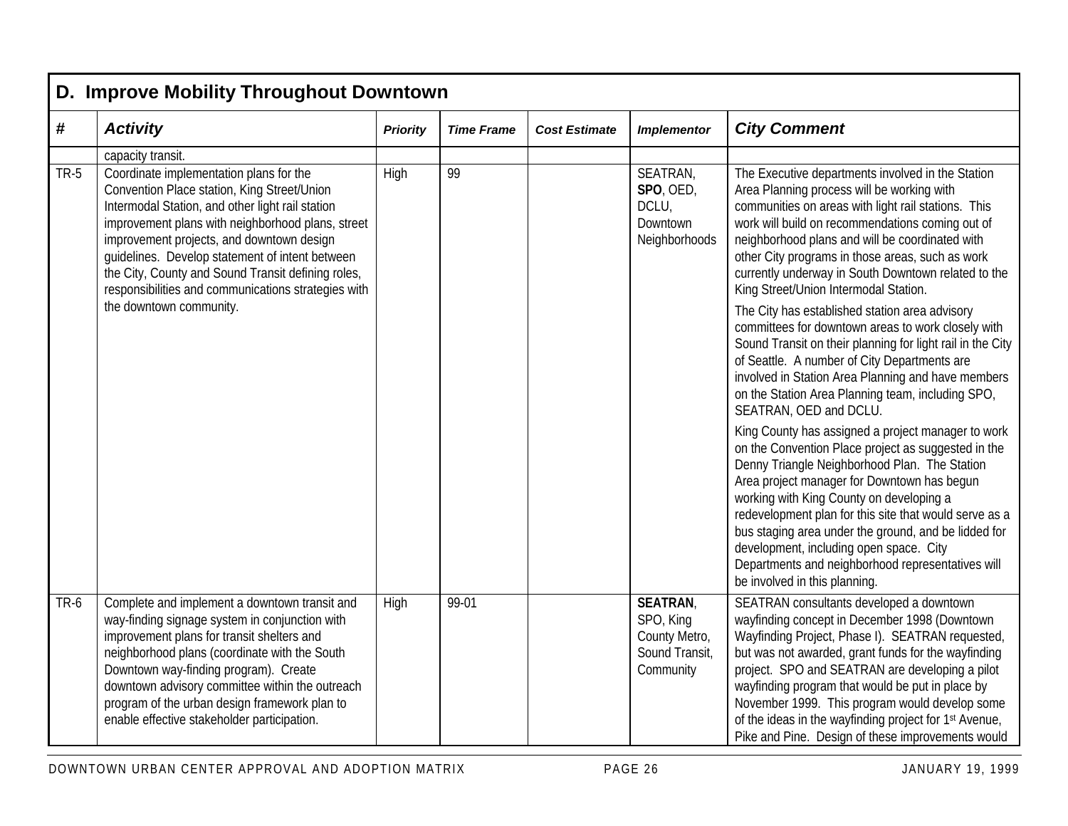## D. Improve Mobility Throughout Downtown

| # | *Activity* | *Priority* | *Time Frame* | *Cost Estimate* | *Implementor* | *City Comment* |
|---|---|---|---|---|---|---|
| | capacity transit. | | | | | |
| TR-5 | Coordinate implementation plans for the Convention Place station, King Street/Union Intermodal Station, and other light rail station improvement plans with neighborhood plans, street improvement projects, and downtown design guidelines. Develop statement of intent between the City, County and Sound Transit defining roles, responsibilities and communications strategies with the downtown community. | High | 99 | | SEATRAN, **SPO**, OED, DCLU, Downtown Neighborhoods | The Executive departments involved in the Station Area Planning process will be working with communities on areas with light rail stations. This work will build on recommendations coming out of neighborhood plans and will be coordinated with other City programs in those areas, such as work currently underway in South Downtown related to the King Street/Union Intermodal Station.<br><br>The City has established station area advisory committees for downtown areas to work closely with Sound Transit on their planning for light rail in the City of Seattle. A number of City Departments are involved in Station Area Planning and have members on the Station Area Planning team, including SPO, SEATRAN, OED and DCLU.<br><br>King County has assigned a project manager to work on the Convention Place project as suggested in the Denny Triangle Neighborhood Plan. The Station Area project manager for Downtown has begun working with King County on developing a redevelopment plan for this site that would serve as a bus staging area under the ground, and be lidded for development, including open space. City Departments and neighborhood representatives will be involved in this planning. |
| TR-6 | Complete and implement a downtown transit and way-finding signage system in conjunction with improvement plans for transit shelters and neighborhood plans (coordinate with the South Downtown way-finding program). Create downtown advisory committee within the outreach program of the urban design framework plan to enable effective stakeholder participation. | High | 99-01 | | **SEATRAN**, SPO, King County Metro, Sound Transit, Community | SEATRAN consultants developed a downtown wayfinding concept in December 1998 (Downtown Wayfinding Project, Phase I). SEATRAN requested, but was not awarded, grant funds for the wayfinding project. SPO and SEATRAN are developing a pilot wayfinding program that would be put in place by November 1999. This program would develop some of the ideas in the wayfinding project for 1st Avenue, Pike and Pine. Design of these improvements would |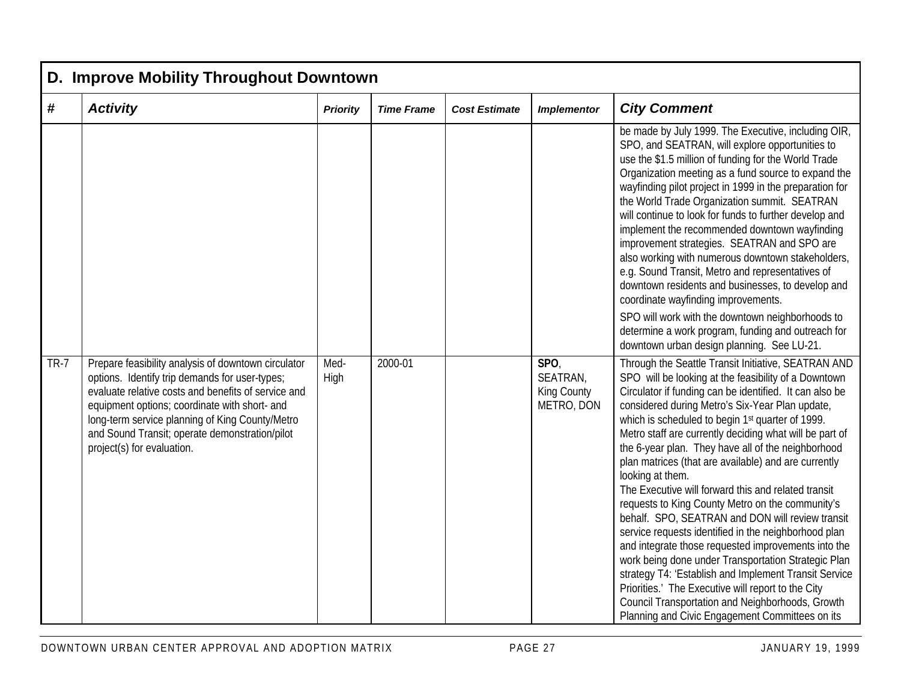## D. Improve Mobility Throughout Downtown

| # | Activity | Priority | Time Frame | Cost Estimate | Implementor | City Comment |
|---|---|---|---|---|---|---|
| | | | | | | be made by July 1999. The Executive, including OIR, SPO, and SEATRAN, will explore opportunities to use the $1.5 million of funding for the World Trade Organization meeting as a fund source to expand the wayfinding pilot project in 1999 in the preparation for the World Trade Organization summit. SEATRAN will continue to look for funds to further develop and implement the recommended downtown wayfinding improvement strategies. SEATRAN and SPO are also working with numerous downtown stakeholders, e.g. Sound Transit, Metro and representatives of downtown residents and businesses, to develop and coordinate wayfinding improvements.<br>SPO will work with the downtown neighborhoods to determine a work program, funding and outreach for downtown urban design planning. See LU-21. |
| TR-7 | Prepare feasibility analysis of downtown circulator options. Identify trip demands for user-types; evaluate relative costs and benefits of service and equipment options; coordinate with short- and long-term service planning of King County/Metro and Sound Transit; operate demonstration/pilot project(s) for evaluation. | Med-High | 2000-01 | | **SPO**, SEATRAN, King County METRO, DON | Through the Seattle Transit Initiative, SEATRAN AND SPO will be looking at the feasibility of a Downtown Circulator if funding can be identified. It can also be considered during Metro's Six-Year Plan update, which is scheduled to begin 1st quarter of 1999. Metro staff are currently deciding what will be part of the 6-year plan. They have all of the neighborhood plan matrices (that are available) and are currently looking at them.<br>The Executive will forward this and related transit requests to King County Metro on the community's behalf. SPO, SEATRAN and DON will review transit service requests identified in the neighborhood plan and integrate those requested improvements into the work being done under Transportation Strategic Plan strategy T4: 'Establish and Implement Transit Service Priorities.' The Executive will report to the City Council Transportation and Neighborhoods, Growth Planning and Civic Engagement Committees on its |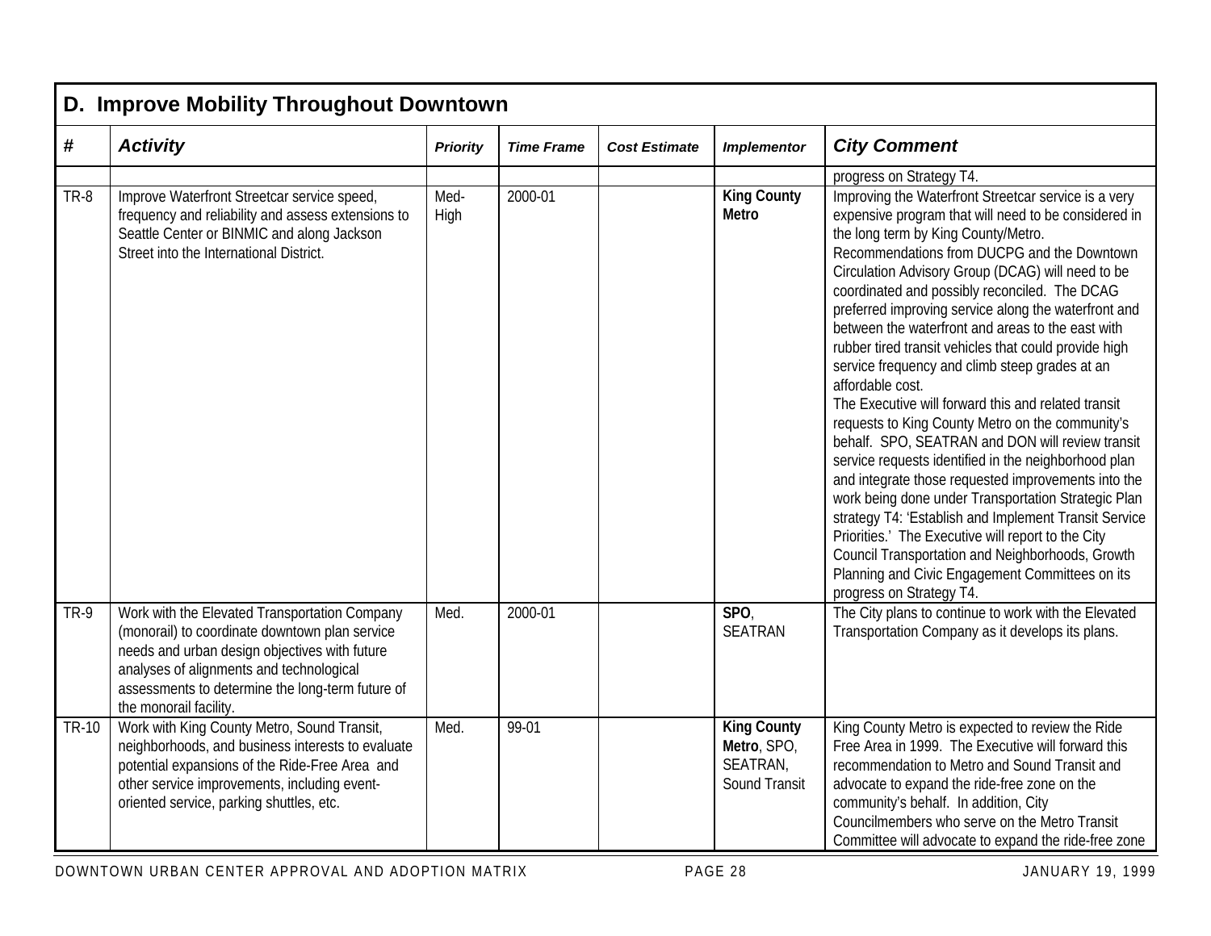## D. Improve Mobility Throughout Downtown

| # | *Activity* | *Priority* | *Time Frame* | *Cost Estimate* | *Implementor* | *City Comment* |
|---|---|---|---|---|---|---|
| | | | | | | progress on Strategy T4. |
| TR-8 | Improve Waterfront Streetcar service speed, frequency and reliability and assess extensions to Seattle Center or BINMIC and along Jackson Street into the International District. | Med-High | 2000-01 | | **King County Metro** | Improving the Waterfront Streetcar service is a very expensive program that will need to be considered in the long term by King County/Metro. Recommendations from DUCPG and the Downtown Circulation Advisory Group (DCAG) will need to be coordinated and possibly reconciled. The DCAG preferred improving service along the waterfront and between the waterfront and areas to the east with rubber tired transit vehicles that could provide high service frequency and climb steep grades at an affordable cost. The Executive will forward this and related transit requests to King County Metro on the community's behalf. SPO, SEATRAN and DON will review transit service requests identified in the neighborhood plan and integrate those requested improvements into the work being done under Transportation Strategic Plan strategy T4: 'Establish and Implement Transit Service Priorities.' The Executive will report to the City Council Transportation and Neighborhoods, Growth Planning and Civic Engagement Committees on its progress on Strategy T4. |
| TR-9 | Work with the Elevated Transportation Company (monorail) to coordinate downtown plan service needs and urban design objectives with future analyses of alignments and technological assessments to determine the long-term future of the monorail facility. | Med. | 2000-01 | | **SPO**, SEATRAN | The City plans to continue to work with the Elevated Transportation Company as it develops its plans. |
| TR-10 | Work with King County Metro, Sound Transit, neighborhoods, and business interests to evaluate potential expansions of the Ride-Free Area and other service improvements, including event-oriented service, parking shuttles, etc. | Med. | 99-01 | | **King County Metro**, SPO, SEATRAN, Sound Transit | King County Metro is expected to review the Ride Free Area in 1999. The Executive will forward this recommendation to Metro and Sound Transit and advocate to expand the ride-free zone on the community's behalf. In addition, City Councilmembers who serve on the Metro Transit Committee will advocate to expand the ride-free zone |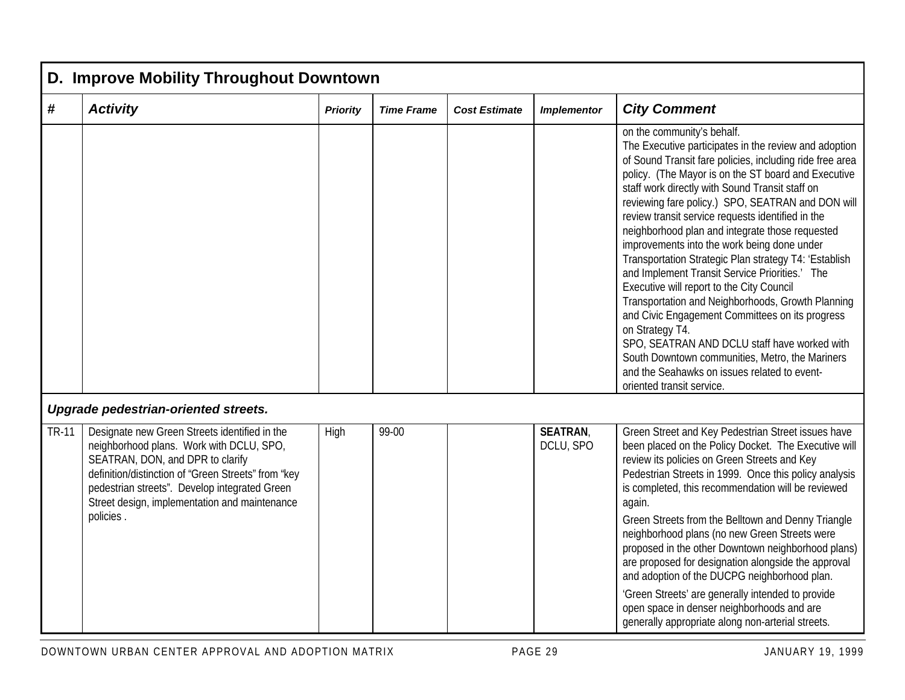## D. Improve Mobility Throughout Downtown

| # | Activity | Priority | Time Frame | Cost Estimate | Implementor | City Comment |
|---|---|---|---|---|---|---|
| | | | | | | on the community's behalf.<br>The Executive participates in the review and adoption of Sound Transit fare policies, including ride free area policy. (The Mayor is on the ST board and Executive staff work directly with Sound Transit staff on reviewing fare policy.) SPO, SEATRAN and DON will review transit service requests identified in the neighborhood plan and integrate those requested improvements into the work being done under Transportation Strategic Plan strategy T4: 'Establish and Implement Transit Service Priorities.' The Executive will report to the City Council Transportation and Neighborhoods, Growth Planning and Civic Engagement Committees on its progress on Strategy T4.<br>SPO, SEATRAN AND DCLU staff have worked with South Downtown communities, Metro, the Mariners and the Seahawks on issues related to event-oriented transit service. |
| ***Upgrade pedestrian-oriented streets.*** | | | | | | |
| TR-11 | Designate new Green Streets identified in the neighborhood plans. Work with DCLU, SPO, SEATRAN, DON, and DPR to clarify definition/distinction of "Green Streets" from "key pedestrian streets". Develop integrated Green Street design, implementation and maintenance policies . | High | 99-00 | | **SEATRAN**, DCLU, SPO | Green Street and Key Pedestrian Street issues have been placed on the Policy Docket. The Executive will review its policies on Green Streets and Key Pedestrian Streets in 1999. Once this policy analysis is completed, this recommendation will be reviewed again.<br>Green Streets from the Belltown and Denny Triangle neighborhood plans (no new Green Streets were proposed in the other Downtown neighborhood plans) are proposed for designation alongside the approval and adoption of the DUCPG neighborhood plan.<br>'Green Streets' are generally intended to provide open space in denser neighborhoods and are generally appropriate along non-arterial streets. |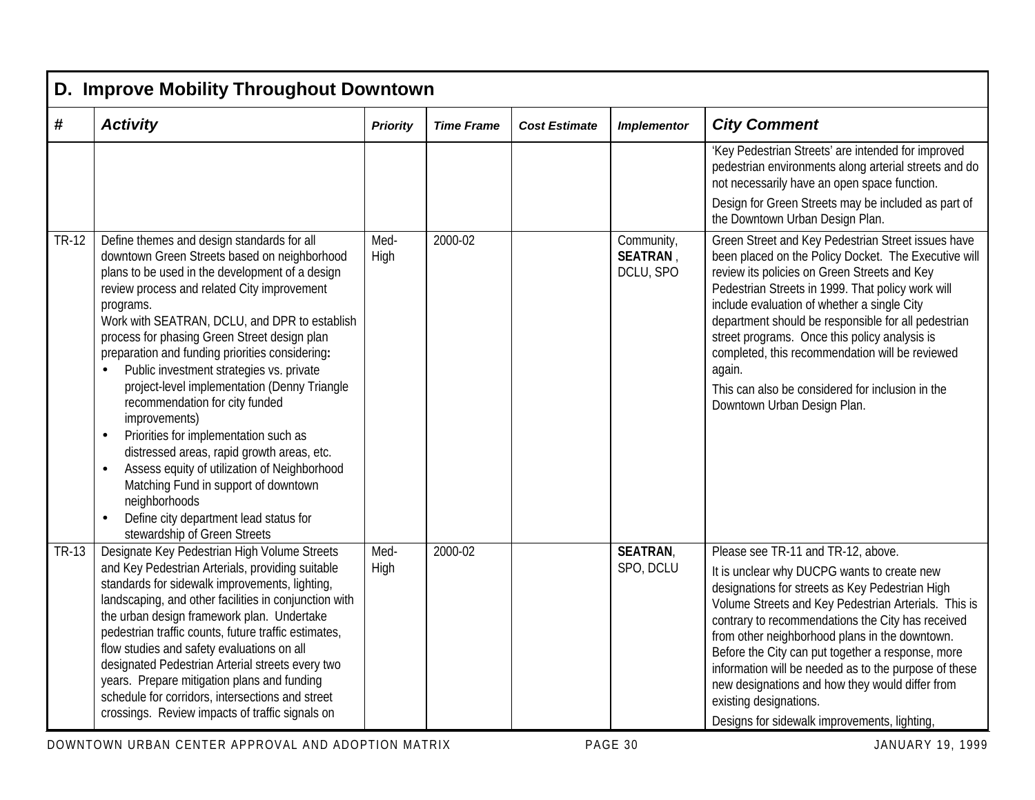## D. Improve Mobility Throughout Downtown

| # | *Activity* | *Priority* | *Time Frame* | *Cost Estimate* | *Implementor* | *City Comment* |
|---|---|---|---|---|---|---|
| | | | | | | 'Key Pedestrian Streets' are intended for improved pedestrian environments along arterial streets and do not necessarily have an open space function.<br>Design for Green Streets may be included as part of the Downtown Urban Design Plan. |
| TR-12 | Define themes and design standards for all downtown Green Streets based on neighborhood plans to be used in the development of a design review process and related City improvement programs.<br>Work with SEATRAN, DCLU, and DPR to establish process for phasing Green Street design plan preparation and funding priorities considering**:**<br>• Public investment strategies vs. private project-level implementation (Denny Triangle recommendation for city funded improvements)<br>• Priorities for implementation such as distressed areas, rapid growth areas, etc.<br>• Assess equity of utilization of Neighborhood Matching Fund in support of downtown neighborhoods<br>• Define city department lead status for stewardship of Green Streets | Med-High | 2000-02 | | Community, **SEATRAN**, DCLU, SPO | Green Street and Key Pedestrian Street issues have been placed on the Policy Docket. The Executive will review its policies on Green Streets and Key Pedestrian Streets in 1999. That policy work will include evaluation of whether a single City department should be responsible for all pedestrian street programs. Once this policy analysis is completed, this recommendation will be reviewed again.<br>This can also be considered for inclusion in the Downtown Urban Design Plan. |
| TR-13 | Designate Key Pedestrian High Volume Streets and Key Pedestrian Arterials, providing suitable standards for sidewalk improvements, lighting, landscaping, and other facilities in conjunction with the urban design framework plan. Undertake pedestrian traffic counts, future traffic estimates, flow studies and safety evaluations on all designated Pedestrian Arterial streets every two years. Prepare mitigation plans and funding schedule for corridors, intersections and street crossings. Review impacts of traffic signals on | Med-High | 2000-02 | | **SEATRAN**, SPO, DCLU | Please see TR-11 and TR-12, above.<br>It is unclear why DUCPG wants to create new designations for streets as Key Pedestrian High Volume Streets and Key Pedestrian Arterials. This is contrary to recommendations the City has received from other neighborhood plans in the downtown. Before the City can put together a response, more information will be needed as to the purpose of these new designations and how they would differ from existing designations.<br>Designs for sidewalk improvements, lighting, |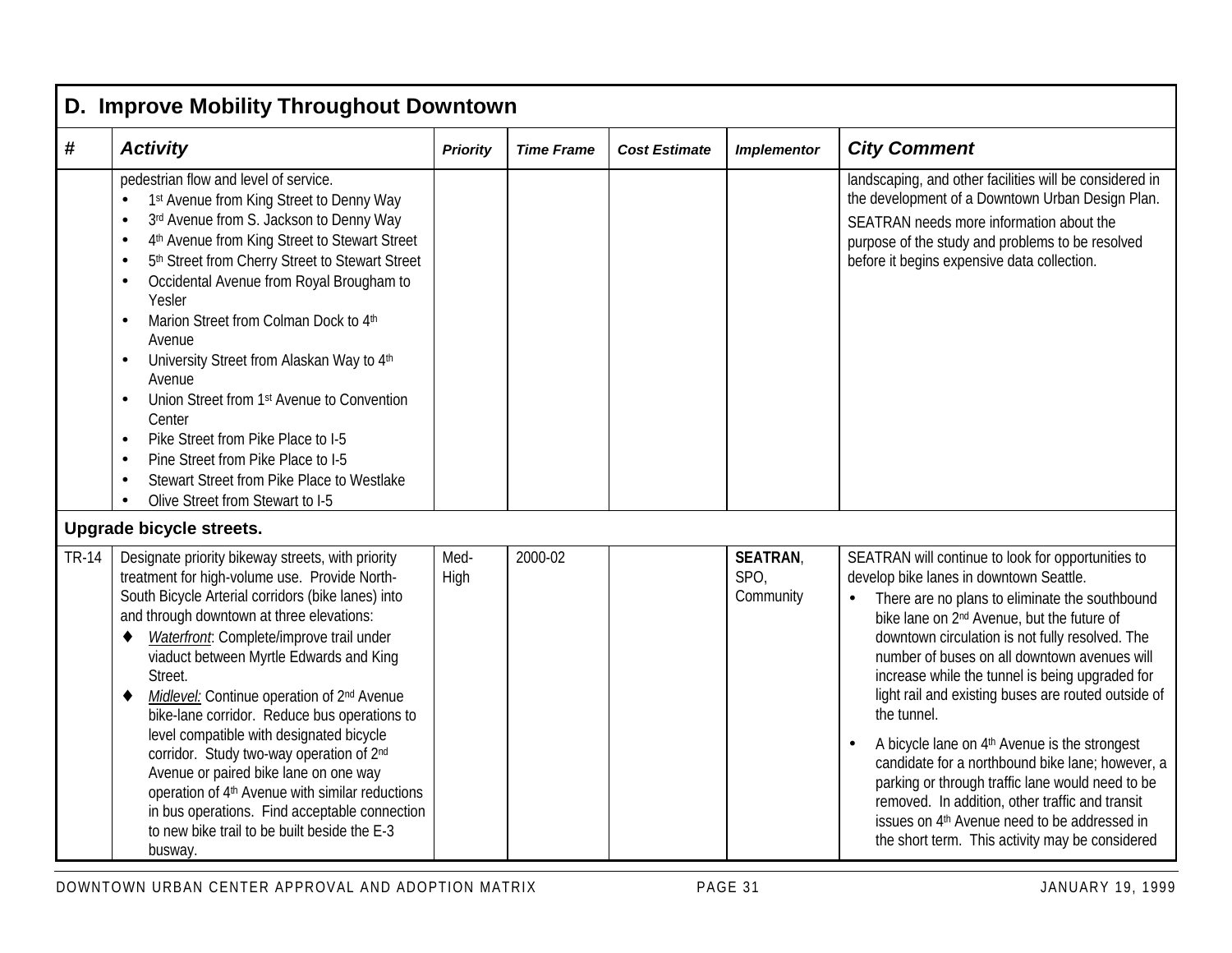## D. Improve Mobility Throughout Downtown

| # | Activity | Priority | Time Frame | Cost Estimate | Implementor | City Comment |
|---|---|---|---|---|---|---|
| | pedestrian flow and level of service.<br>• 1st Avenue from King Street to Denny Way<br>• 3rd Avenue from S. Jackson to Denny Way<br>• 4th Avenue from King Street to Stewart Street<br>• 5th Street from Cherry Street to Stewart Street<br>• Occidental Avenue from Royal Brougham to Yesler<br>• Marion Street from Colman Dock to 4th Avenue<br>• University Street from Alaskan Way to 4th Avenue<br>• Union Street from 1st Avenue to Convention Center<br>• Pike Street from Pike Place to I-5<br>• Pine Street from Pike Place to I-5<br>• Stewart Street from Pike Place to Westlake<br>• Olive Street from Stewart to I-5 | | | | | landscaping, and other facilities will be considered in the development of a Downtown Urban Design Plan.<br>SEATRAN needs more information about the purpose of the study and problems to be resolved before it begins expensive data collection. |
| **Upgrade bicycle streets.** | | | | | | |
| TR-14 | Designate priority bikeway streets, with priority treatment for high-volume use. Provide North-South Bicycle Arterial corridors (bike lanes) into and through downtown at three elevations:<br>♦ *Waterfront*: Complete/improve trail under viaduct between Myrtle Edwards and King Street.<br>♦ *Midlevel:* Continue operation of 2nd Avenue bike-lane corridor. Reduce bus operations to level compatible with designated bicycle corridor. Study two-way operation of 2nd Avenue or paired bike lane on one way operation of 4th Avenue with similar reductions in bus operations. Find acceptable connection to new bike trail to be built beside the E-3 busway. | Med-High | 2000-02 | | **SEATRAN**, SPO, Community | SEATRAN will continue to look for opportunities to develop bike lanes in downtown Seattle.<br>• There are no plans to eliminate the southbound bike lane on 2nd Avenue, but the future of downtown circulation is not fully resolved. The number of buses on all downtown avenues will increase while the tunnel is being upgraded for light rail and existing buses are routed outside of the tunnel.<br>• A bicycle lane on 4th Avenue is the strongest candidate for a northbound bike lane; however, a parking or through traffic lane would need to be removed. In addition, other traffic and transit issues on 4th Avenue need to be addressed in the short term. This activity may be considered |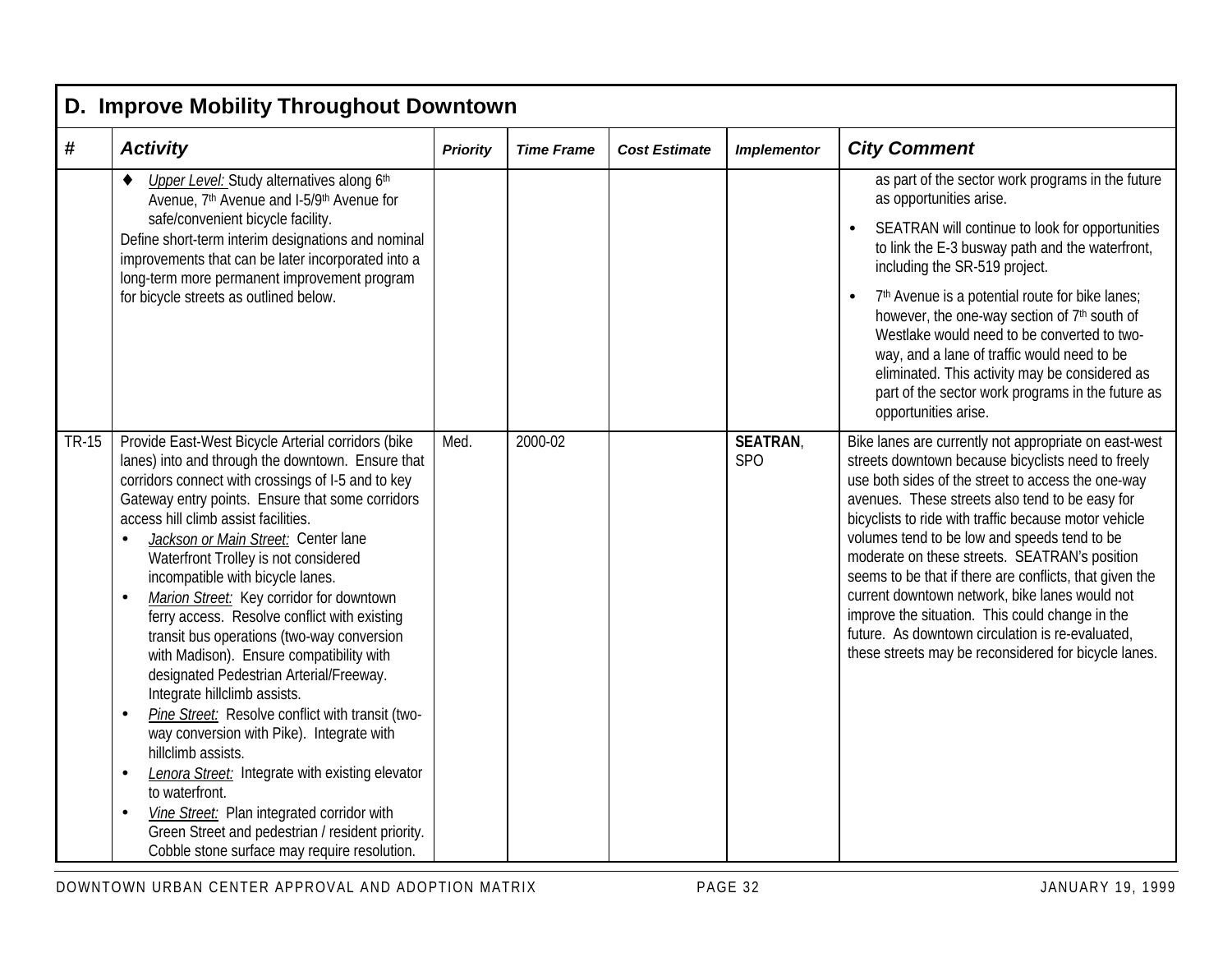| D. Improve Mobility Throughout Downtown | | | | | | |
|---|---|---|---|---|---|---|
| **#** | ***Activity*** | ***Priority*** | ***Time Frame*** | ***Cost Estimate*** | ***Implementor*** | ***City Comment*** |
| | ♦ *Upper Level:* Study alternatives along 6th Avenue, 7th Avenue and I-5/9th Avenue for safe/convenient bicycle facility.<br>Define short-term interim designations and nominal improvements that can be later incorporated into a long-term more permanent improvement program for bicycle streets as outlined below. | | | | | as part of the sector work programs in the future as opportunities arise.<br>• SEATRAN will continue to look for opportunities to link the E-3 busway path and the waterfront, including the SR-519 project.<br>• 7th Avenue is a potential route for bike lanes; however, the one-way section of 7th south of Westlake would need to be converted to two-way, and a lane of traffic would need to be eliminated. This activity may be considered as part of the sector work programs in the future as opportunities arise. |
| TR-15 | Provide East-West Bicycle Arterial corridors (bike lanes) into and through the downtown. Ensure that corridors connect with crossings of I-5 and to key Gateway entry points. Ensure that some corridors access hill climb assist facilities.<br>• *Jackson or Main Street:* Center lane Waterfront Trolley is not considered incompatible with bicycle lanes.<br>• *Marion Street:* Key corridor for downtown ferry access. Resolve conflict with existing transit bus operations (two-way conversion with Madison). Ensure compatibility with designated Pedestrian Arterial/Freeway. Integrate hillclimb assists.<br>• *Pine Street:* Resolve conflict with transit (two-way conversion with Pike). Integrate with hillclimb assists.<br>• *Lenora Street:* Integrate with existing elevator to waterfront.<br>• *Vine Street:* Plan integrated corridor with Green Street and pedestrian / resident priority. Cobble stone surface may require resolution. | Med. | 2000-02 | | **SEATRAN**, SPO | Bike lanes are currently not appropriate on east-west streets downtown because bicyclists need to freely use both sides of the street to access the one-way avenues. These streets also tend to be easy for bicyclists to ride with traffic because motor vehicle volumes tend to be low and speeds tend to be moderate on these streets. SEATRAN's position seems to be that if there are conflicts, that given the current downtown network, bike lanes would not improve the situation. This could change in the future. As downtown circulation is re-evaluated, these streets may be reconsidered for bicycle lanes. |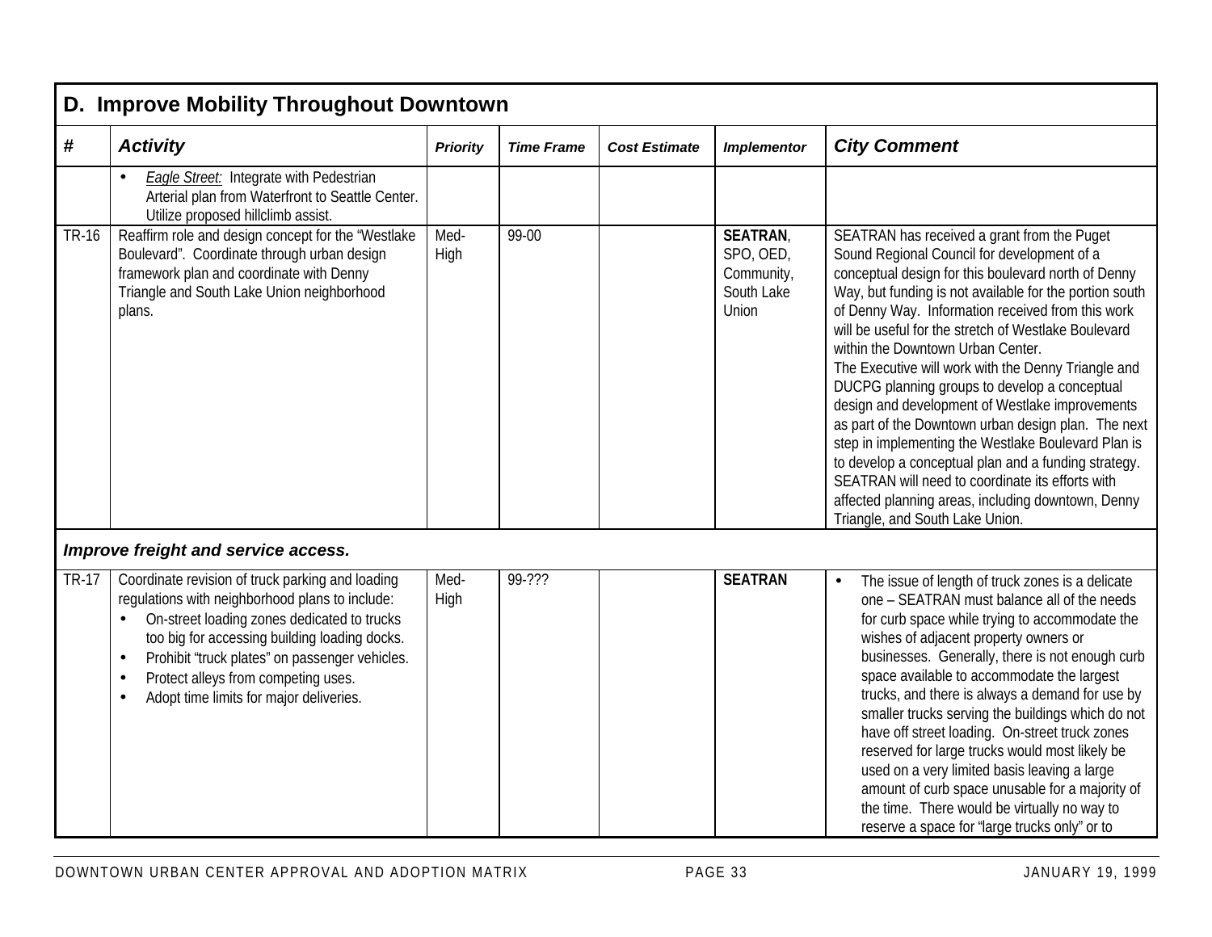## D. Improve Mobility Throughout Downtown

| # | Activity | Priority | Time Frame | Cost Estimate | Implementor | City Comment |
|---|---|---|---|---|---|---|
| | • *Eagle Street:* Integrate with Pedestrian Arterial plan from Waterfront to Seattle Center. Utilize proposed hillclimb assist. | | | | | |
| TR-16 | Reaffirm role and design concept for the "Westlake Boulevard". Coordinate through urban design framework plan and coordinate with Denny Triangle and South Lake Union neighborhood plans. | Med-High | 99-00 | | **SEATRAN**, SPO, OED, Community, South Lake Union | SEATRAN has received a grant from the Puget Sound Regional Council for development of a conceptual design for this boulevard north of Denny Way, but funding is not available for the portion south of Denny Way. Information received from this work will be useful for the stretch of Westlake Boulevard within the Downtown Urban Center.<br>The Executive will work with the Denny Triangle and DUCPG planning groups to develop a conceptual design and development of Westlake improvements as part of the Downtown urban design plan. The next step in implementing the Westlake Boulevard Plan is to develop a conceptual plan and a funding strategy. SEATRAN will need to coordinate its efforts with affected planning areas, including downtown, Denny Triangle, and South Lake Union. |
| ***Improve freight and service access.*** | | | | | | |
| TR-17 | Coordinate revision of truck parking and loading regulations with neighborhood plans to include:<br>• On-street loading zones dedicated to trucks too big for accessing building loading docks.<br>• Prohibit "truck plates" on passenger vehicles.<br>• Protect alleys from competing uses.<br>• Adopt time limits for major deliveries. | Med-High | 99-??? | | **SEATRAN** | • The issue of length of truck zones is a delicate one – SEATRAN must balance all of the needs for curb space while trying to accommodate the wishes of adjacent property owners or businesses. Generally, there is not enough curb space available to accommodate the largest trucks, and there is always a demand for use by smaller trucks serving the buildings which do not have off street loading. On-street truck zones reserved for large trucks would most likely be used on a very limited basis leaving a large amount of curb space unusable for a majority of the time. There would be virtually no way to reserve a space for "large trucks only" or to |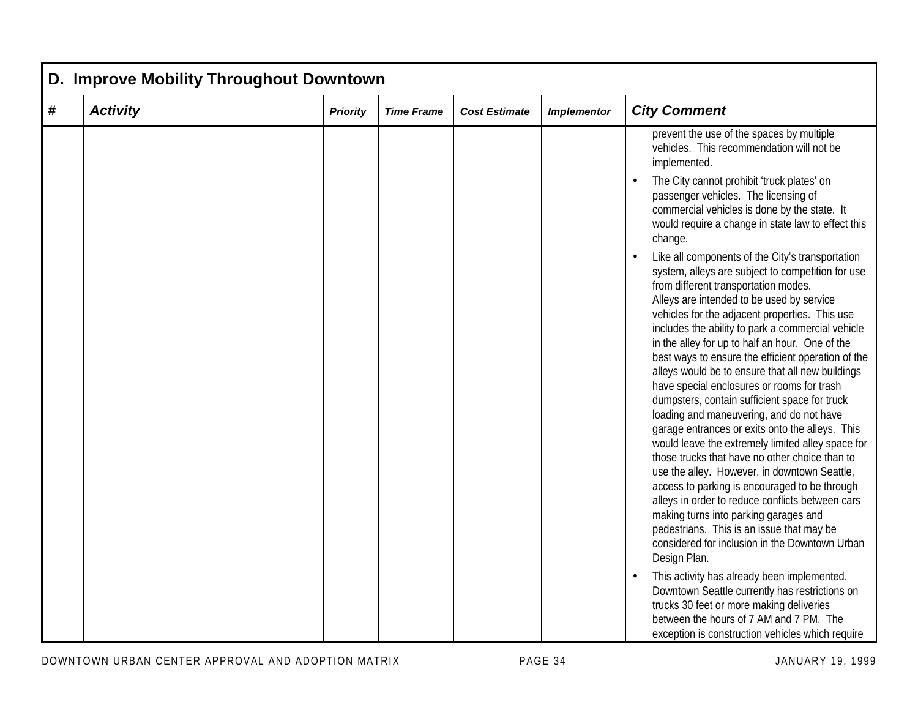## D. Improve Mobility Throughout Downtown

| # | Activity | Priority | Time Frame | Cost Estimate | Implementor | City Comment |
|---|---|---|---|---|---|---|
| | | | | | | prevent the use of the spaces by multiple vehicles. This recommendation will not be implemented.<br>• The City cannot prohibit 'truck plates' on passenger vehicles. The licensing of commercial vehicles is done by the state. It would require a change in state law to effect this change.<br>• Like all components of the City's transportation system, alleys are subject to competition for use from different transportation modes. Alleys are intended to be used by service vehicles for the adjacent properties. This use includes the ability to park a commercial vehicle in the alley for up to half an hour. One of the best ways to ensure the efficient operation of the alleys would be to ensure that all new buildings have special enclosures or rooms for trash dumpsters, contain sufficient space for truck loading and maneuvering, and do not have garage entrances or exits onto the alleys. This would leave the extremely limited alley space for those trucks that have no other choice than to use the alley. However, in downtown Seattle, access to parking is encouraged to be through alleys in order to reduce conflicts between cars making turns into parking garages and pedestrians. This is an issue that may be considered for inclusion in the Downtown Urban Design Plan.<br>• This activity has already been implemented. Downtown Seattle currently has restrictions on trucks 30 feet or more making deliveries between the hours of 7 AM and 7 PM. The exception is construction vehicles which require |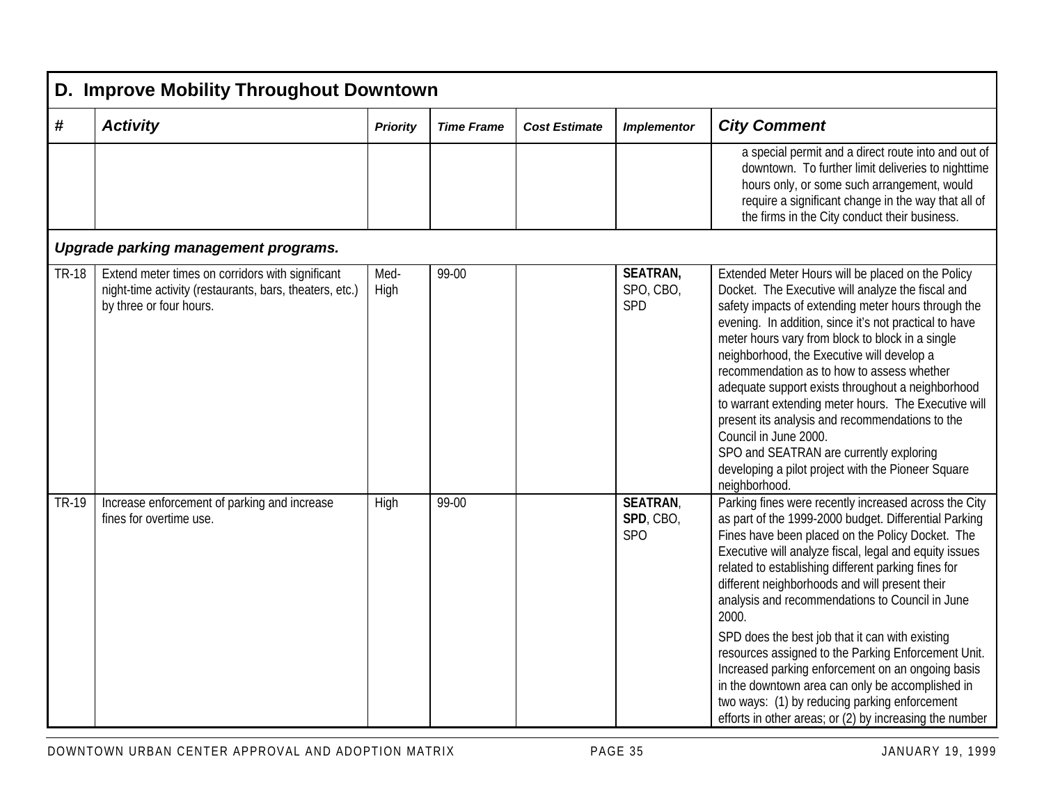## D. Improve Mobility Throughout Downtown

| # | *Activity* | *Priority* | *Time Frame* | *Cost Estimate* | *Implementor* | *City Comment* |
|---|---|---|---|---|---|---|
| | | | | | | a special permit and a direct route into and out of downtown. To further limit deliveries to nighttime hours only, or some such arrangement, would require a significant change in the way that all of the firms in the City conduct their business. |
| ***Upgrade parking management programs.*** | | | | | | |
| TR-18 | Extend meter times on corridors with significant night-time activity (restaurants, bars, theaters, etc.) by three or four hours. | Med-High | 99-00 | | **SEATRAN,** SPO, CBO, SPD | Extended Meter Hours will be placed on the Policy Docket. The Executive will analyze the fiscal and safety impacts of extending meter hours through the evening. In addition, since it's not practical to have meter hours vary from block to block in a single neighborhood, the Executive will develop a recommendation as to how to assess whether adequate support exists throughout a neighborhood to warrant extending meter hours. The Executive will present its analysis and recommendations to the Council in June 2000. SPO and SEATRAN are currently exploring developing a pilot project with the Pioneer Square neighborhood. |
| TR-19 | Increase enforcement of parking and increase fines for overtime use. | High | 99-00 | | **SEATRAN**, **SPD**, CBO, SPO | Parking fines were recently increased across the City as part of the 1999-2000 budget. Differential Parking Fines have been placed on the Policy Docket. The Executive will analyze fiscal, legal and equity issues related to establishing different parking fines for different neighborhoods and will present their analysis and recommendations to Council in June 2000. SPD does the best job that it can with existing resources assigned to the Parking Enforcement Unit. Increased parking enforcement on an ongoing basis in the downtown area can only be accomplished in two ways: (1) by reducing parking enforcement efforts in other areas; or (2) by increasing the number |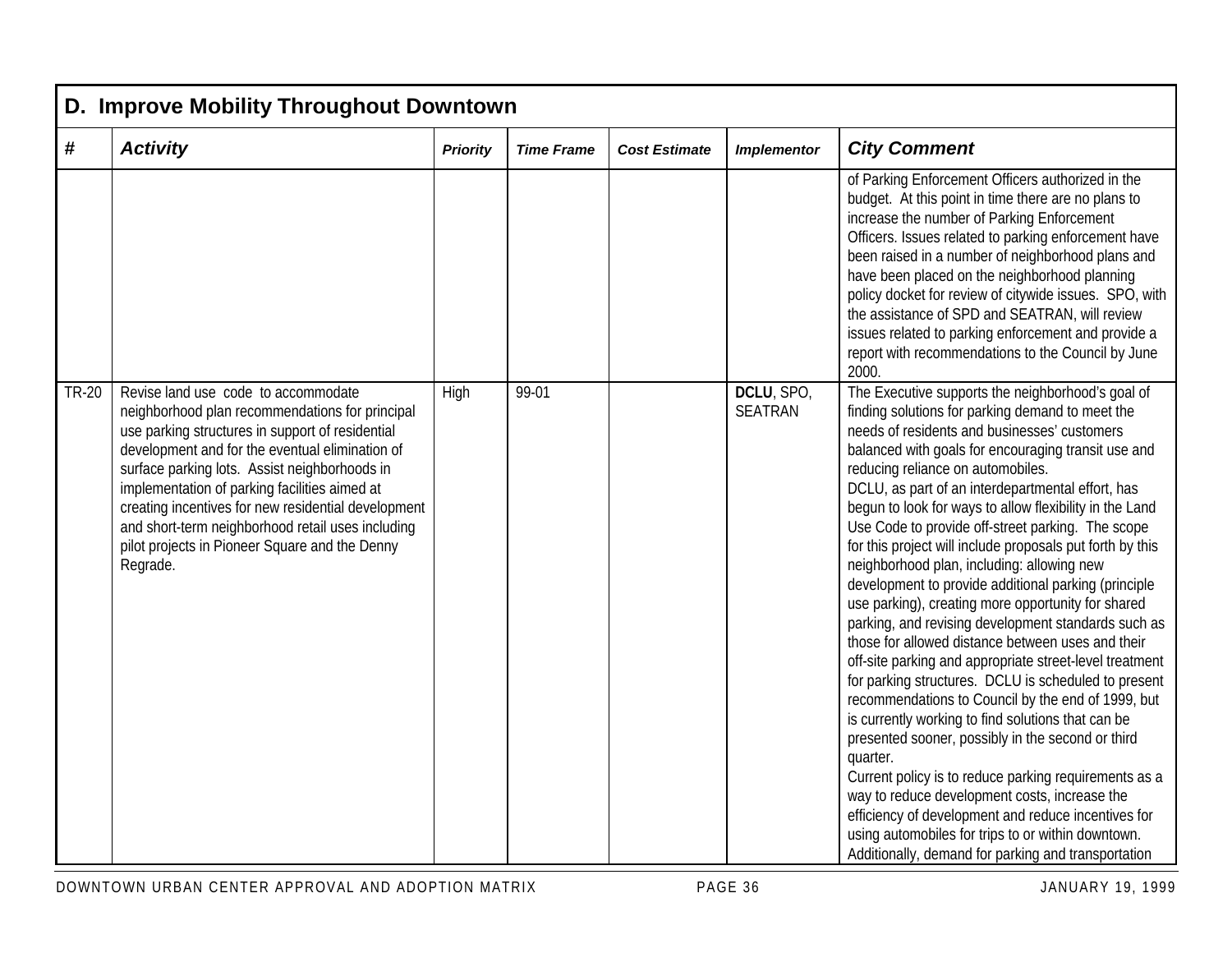| D. Improve Mobility Throughout Downtown | | | | | | |
|---|---|---|---|---|---|---|
| **#** | ***Activity*** | ***Priority*** | ***Time Frame*** | ***Cost Estimate*** | ***Implementor*** | ***City Comment*** |
| | | | | | | of Parking Enforcement Officers authorized in the budget. At this point in time there are no plans to increase the number of Parking Enforcement Officers. Issues related to parking enforcement have been raised in a number of neighborhood plans and have been placed on the neighborhood planning policy docket for review of citywide issues. SPO, with the assistance of SPD and SEATRAN, will review issues related to parking enforcement and provide a report with recommendations to the Council by June 2000. |
| TR-20 | Revise land use code to accommodate neighborhood plan recommendations for principal use parking structures in support of residential development and for the eventual elimination of surface parking lots. Assist neighborhoods in implementation of parking facilities aimed at creating incentives for new residential development and short-term neighborhood retail uses including pilot projects in Pioneer Square and the Denny Regrade. | High | 99-01 | | **DCLU**, SPO, SEATRAN | The Executive supports the neighborhood's goal of finding solutions for parking demand to meet the needs of residents and businesses' customers balanced with goals for encouraging transit use and reducing reliance on automobiles.<br>DCLU, as part of an interdepartmental effort, has begun to look for ways to allow flexibility in the Land Use Code to provide off-street parking. The scope for this project will include proposals put forth by this neighborhood plan, including: allowing new development to provide additional parking (principle use parking), creating more opportunity for shared parking, and revising development standards such as those for allowed distance between uses and their off-site parking and appropriate street-level treatment for parking structures. DCLU is scheduled to present recommendations to Council by the end of 1999, but is currently working to find solutions that can be presented sooner, possibly in the second or third quarter.<br>Current policy is to reduce parking requirements as a way to reduce development costs, increase the efficiency of development and reduce incentives for using automobiles for trips to or within downtown. Additionally, demand for parking and transportation |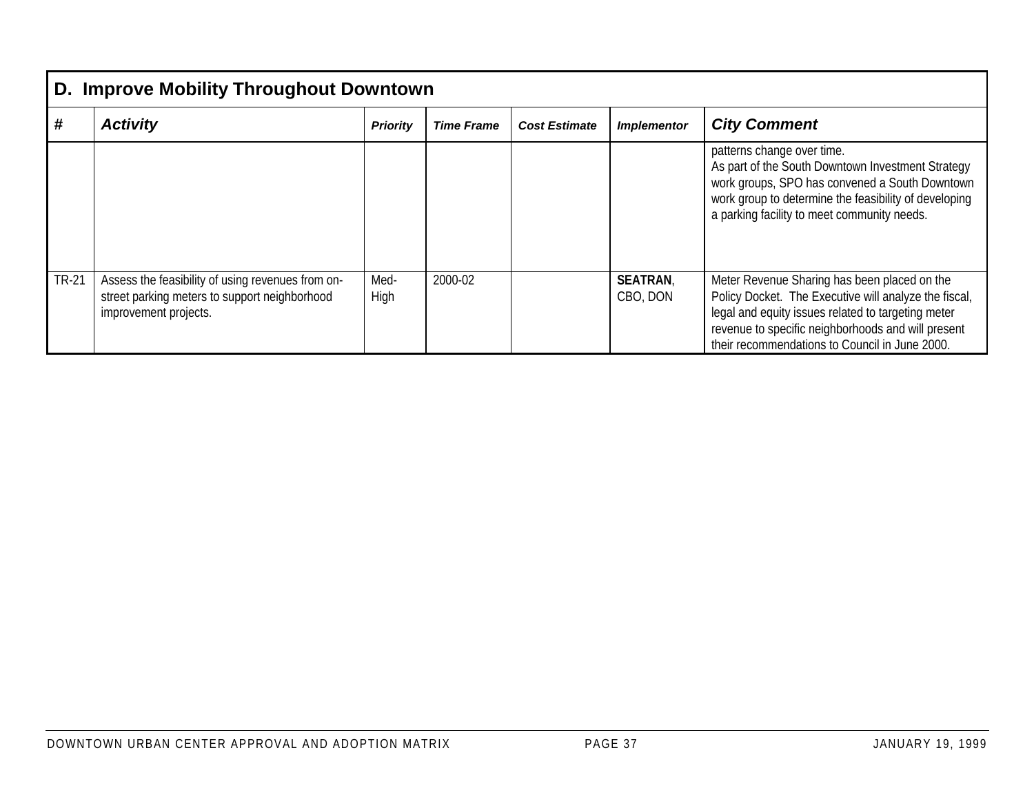## D. Improve Mobility Throughout Downtown

| # | Activity | Priority | Time Frame | Cost Estimate | Implementor | City Comment |
|---|---|---|---|---|---|---|
| | | | | | | patterns change over time.<br>As part of the South Downtown Investment Strategy work groups, SPO has convened a South Downtown work group to determine the feasibility of developing a parking facility to meet community needs. |
| TR-21 | Assess the feasibility of using revenues from on-street parking meters to support neighborhood improvement projects. | Med-High | 2000-02 | | **SEATRAN**, CBO, DON | Meter Revenue Sharing has been placed on the Policy Docket. The Executive will analyze the fiscal, legal and equity issues related to targeting meter revenue to specific neighborhoods and will present their recommendations to Council in June 2000. |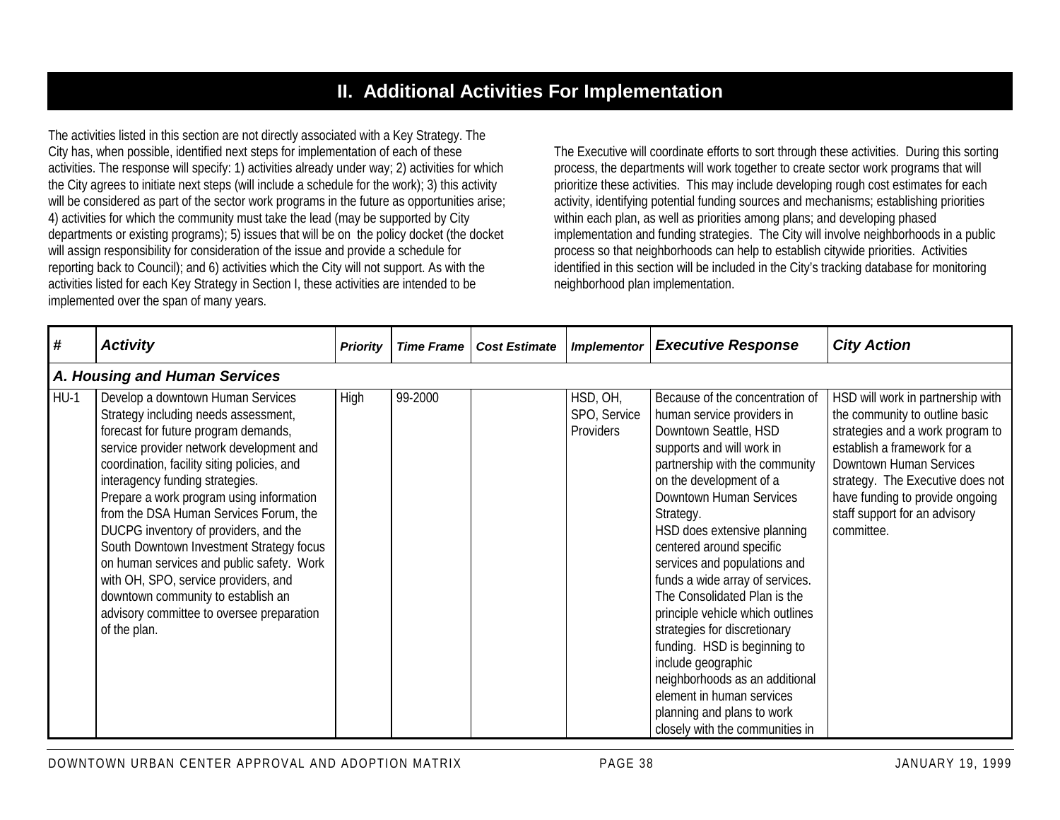## II. Additional Activities For Implementation

The activities listed in this section are not directly associated with a Key Strategy. The City has, when possible, identified next steps for implementation of each of these activities. The response will specify: 1) activities already under way; 2) activities for which the City agrees to initiate next steps (will include a schedule for the work); 3) this activity will be considered as part of the sector work programs in the future as opportunities arise; 4) activities for which the community must take the lead (may be supported by City departments or existing programs); 5) issues that will be on the policy docket (the docket will assign responsibility for consideration of the issue and provide a schedule for reporting back to Council); and 6) activities which the City will not support. As with the activities listed for each Key Strategy in Section I, these activities are intended to be implemented over the span of many years.

The Executive will coordinate efforts to sort through these activities. During this sorting process, the departments will work together to create sector work programs that will prioritize these activities. This may include developing rough cost estimates for each activity, identifying potential funding sources and mechanisms; establishing priorities within each plan, as well as priorities among plans; and developing phased implementation and funding strategies. The City will involve neighborhoods in a public process so that neighborhoods can help to establish citywide priorities. Activities identified in this section will be included in the City's tracking database for monitoring neighborhood plan implementation.

| # | Activity | Priority | Time Frame | Cost Estimate | Implementor | Executive Response | City Action |
|---|---|---|---|---|---|---|---|
| ***A. Housing and Human Services*** | | | | | | | |
| HU-1 | Develop a downtown Human Services Strategy including needs assessment, forecast for future program demands, service provider network development and coordination, facility siting policies, and interagency funding strategies. Prepare a work program using information from the DSA Human Services Forum, the DUCPG inventory of providers, and the South Downtown Investment Strategy focus on human services and public safety. Work with OH, SPO, service providers, and downtown community to establish an advisory committee to oversee preparation of the plan. | High | 99-2000 | | HSD, OH, SPO, Service Providers | Because of the concentration of human service providers in Downtown Seattle, HSD supports and will work in partnership with the community on the development of a Downtown Human Services Strategy. HSD does extensive planning centered around specific services and populations and funds a wide array of services. The Consolidated Plan is the principle vehicle which outlines strategies for discretionary funding. HSD is beginning to include geographic neighborhoods as an additional element in human services planning and plans to work closely with the communities in | HSD will work in partnership with the community to outline basic strategies and a work program to establish a framework for a Downtown Human Services strategy. The Executive does not have funding to provide ongoing staff support for an advisory committee. |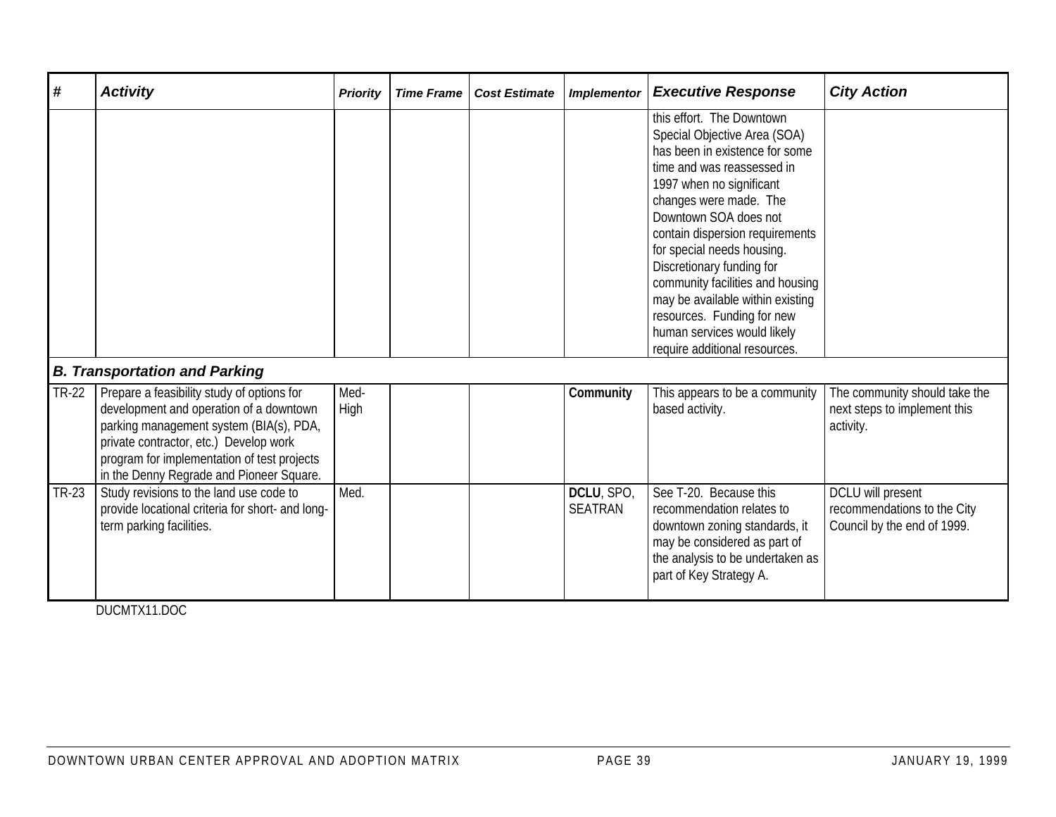| # | Activity | Priority | Time Frame | Cost Estimate | Implementor | Executive Response | City Action |
|---|---|---|---|---|---|---|---|
| | | | | | | this effort. The Downtown Special Objective Area (SOA) has been in existence for some time and was reassessed in 1997 when no significant changes were made. The Downtown SOA does not contain dispersion requirements for special needs housing. Discretionary funding for community facilities and housing may be available within existing resources. Funding for new human services would likely require additional resources. | |
| ***B. Transportation and Parking*** | | | | | | | |
| TR-22 | Prepare a feasibility study of options for development and operation of a downtown parking management system (BIA(s), PDA, private contractor, etc.) Develop work program for implementation of test projects in the Denny Regrade and Pioneer Square. | Med-High | | | **Community** | This appears to be a community based activity. | The community should take the next steps to implement this activity. |
| TR-23 | Study revisions to the land use code to provide locational criteria for short- and long-term parking facilities. | Med. | | | **DCLU**, SPO, SEATRAN | See T-20. Because this recommendation relates to downtown zoning standards, it may be considered as part of the analysis to be undertaken as part of Key Strategy A. | DCLU will present recommendations to the City Council by the end of 1999. |

DUCMTX11.DOC